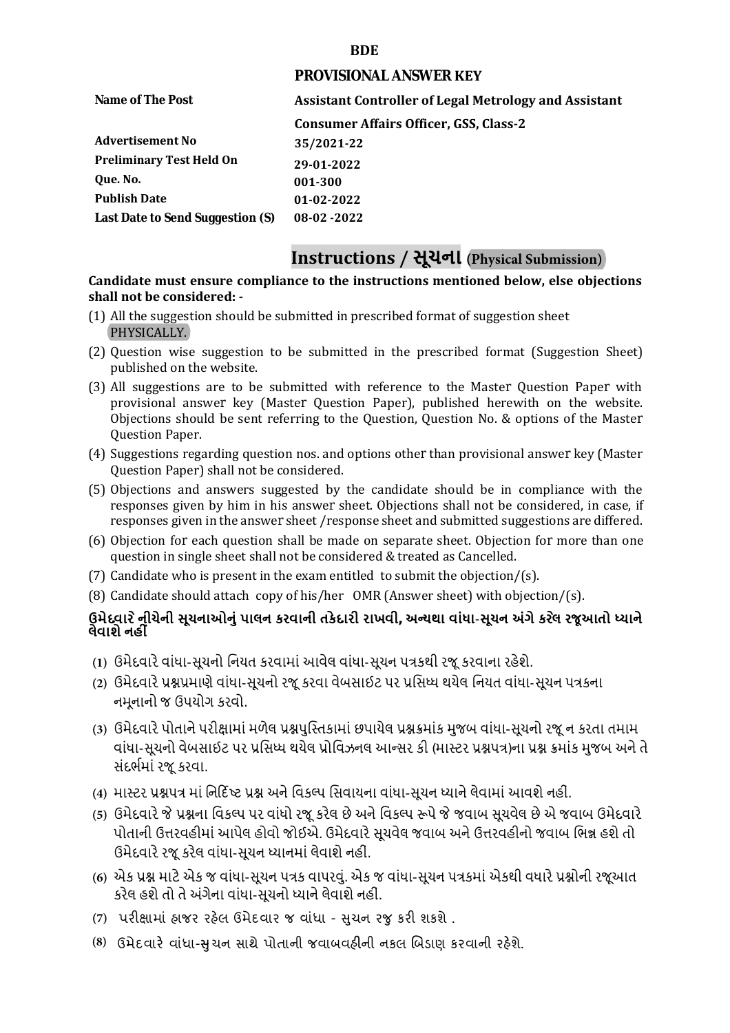**BDE**

## PROVISIONAL ANSWER KEY

| | |
|---|---|
| **Name of The Post** | **Assistant Controller of Legal Metrology and Assistant Consumer Affairs Officer, GSS, Class-2** |
| **Advertisement No** | **35/2021-22** |
| **Preliminary Test Held On** | **29-01-2022** |
| **Que. No.** | **001-300** |
| **Publish Date** | **01-02-2022** |
| **Last Date to Send Suggestion (S)** | **08-02 -2022** |

## Instructions / સૂચના (Physical Submission)

**Candidate must ensure compliance to the instructions mentioned below, else objections shall not be considered: -**

(1) All the suggestion should be submitted in prescribed format of suggestion sheet PHYSICALLY.

(2) Question wise suggestion to be submitted in the prescribed format (Suggestion Sheet) published on the website.

(3) All suggestions are to be submitted with reference to the Master Question Paper with provisional answer key (Master Question Paper), published herewith on the website. Objections should be sent referring to the Question, Question No. & options of the Master Question Paper.

(4) Suggestions regarding question nos. and options other than provisional answer key (Master Question Paper) shall not be considered.

(5) Objections and answers suggested by the candidate should be in compliance with the responses given by him in his answer sheet. Objections shall not be considered, in case, if responses given in the answer sheet /response sheet and submitted suggestions are differed.

(6) Objection for each question shall be made on separate sheet. Objection for more than one question in single sheet shall not be considered & treated as Cancelled.

(7) Candidate who is present in the exam entitled to submit the objection/(s).

(8) Candidate should attach copy of his/her OMR (Answer sheet) with objection/(s).

**ઉમેદવારે નીચેની સૂચનાઓનું પાલન કરવાની તકેદારી રાખવી, અન્યથા વાંધા-સૂચન અંગે કરેલ રજૂઆતો ધ્યાને લેવાશે નહીં**

(1) ઉમેદવારે વાંધા-સૂચનો નિયત કરવામાં આવેલ વાંધા-સૂચન પત્રકથી રજૂ કરવાના રહેશે.

(2) ઉમેદવારે પ્રશ્નપ્રમાણે વાંધા-સૂચનો રજૂ કરવા વેબસાઇટ પર પ્રસિધ્ધ થયેલ નિયત વાંધા-સૂચન પત્રકના નમૂનાનો જ ઉપયોગ કરવો.

(3) ઉમેદવારે પોતાને પરીક્ષામાં મળેલ પ્રશ્નપુસ્તિકામાં છપાયેલ પ્રશ્નક્રમાંક મુજબ વાંધા-સૂચનો રજૂ ન કરતા તમામ વાંધા-સૂચનો વેબસાઇટ પર પ્રસિધ્ધ થયેલ પ્રોવિઝનલ આન્સર કી (માસ્ટર પ્રશ્નપત્ર)ના પ્રશ્ન ક્રમાંક મુજબ અને તે સંદર્ભમાં રજૂ કરવા.

(4) માસ્ટર પ્રશ્નપત્ર માં નિર્દિષ્ટ પ્રશ્ન અને વિકલ્પ સિવાયના વાંધા-સૂચન ધ્યાને લેવામાં આવશે નહીં.

(5) ઉમેદવારે જે પ્રશ્નના વિકલ્પ પર વાંધો રજૂ કરેલ છે અને વિકલ્પ રૂપે જે જવાબ સૂચવેલ છે એ જવાબ ઉમેદવારે પોતાની ઉત્તરવહીમાં આપેલ હોવો જોઇએ. ઉમેદવારે સૂચવેલ જવાબ અને ઉત્તરવહીનો જવાબ ભિન્ન હશે તો ઉમેદવારે રજૂ કરેલ વાંધા-સૂચન ધ્યાનમાં લેવાશે નહીં.

(6) એક પ્રશ્ન માટે એક જ વાંધા-સૂચન પત્રક વાપરવું. એક જ વાંધા-સૂચન પત્રકમાં એકથી વધારે પ્રશ્નોની રજૂઆત કરેલ હશે તો તે અંગેના વાંધા-સૂચનો ધ્યાને લેવાશે નહીં.

(7) પરીક્ષામાં હાજર રહેલ ઉમેદવાર જ વાંધા - સુચન રજુ કરી શકશે .

(8) ઉમેદવારે વાંધા-સુચન સાથે પોતાની જવાબવહીની નકલ બિડાણ કરવાની રહેશે.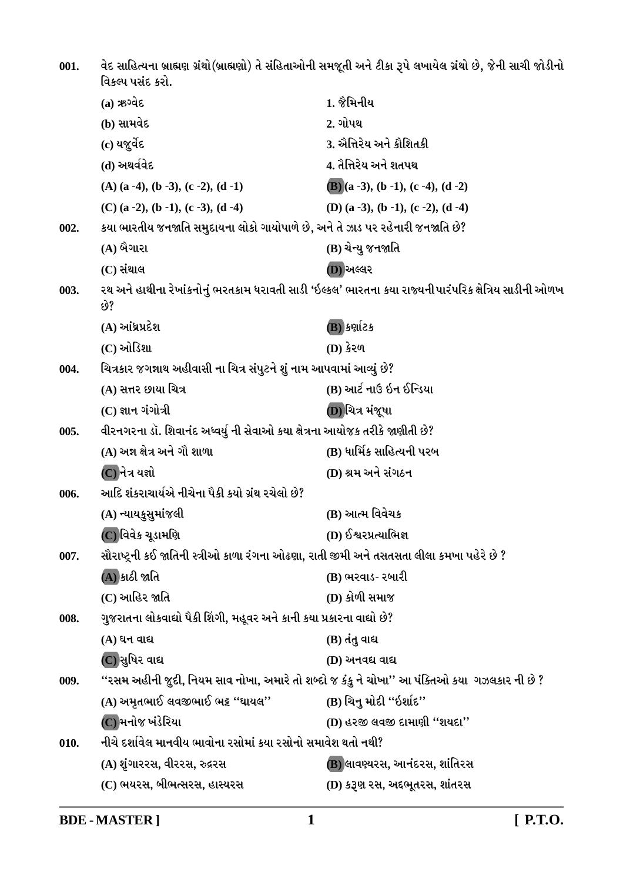001. વેદ સાહિત્યના બ્રાહ્મણ ગ્રંથો(બ્રાહ્મણો) તે સંહિતાઓની સમજૂતી અને ટીકા રૂપે લખાયેલ ગ્રંથો છે, જેની સાચી જોડીનો વિકલ્પ પસંદ કરો.

| | |
|---|---|
| (a) ઋગ્વેદ | 1. જૈમિનીય |
| (b) સામવેદ | 2. ગોપથ |
| (c) યજુર્વેદ | 3. ઐત્તિરેય અને કૌશિતકી |
| (d) અથર્વવેદ | 4. તૈત્તિરેય અને શતપથ |

(A) (a -4), (b -3), (c -2), (d -1)
(B) (a -3), (b -1), (c -4), (d -2)
(C) (a -2), (b -1), (c -3), (d -4)
(D) (a -3), (b -1), (c -2), (d -4)

002. કયા ભારતીય જનજાતિ સમુદાયના લોકો ગાયોપાળે છે, અને તે ઝાડ પર રહેનારી જનજાતિ છે?

(A) બૈગારા
(B) ચેન્યુ જનજાતિ
(C) સંથાલ
(D) અલ્લર

003. રથ અને હાથીના રેખાંકનોનું ભરતકામ ધરાવતી સાડી 'ઇલ્કલ' ભારતના કયા રાજ્યની પારંપરિક ક્ષેત્રિય સાડીની ઓળખ છે?

(A) આંધ્રપ્રદેશ
(B) કર્ણાટક
(C) ઓડિશા
(D) કેરળ

004. ચિત્રકાર જગન્નાથ અહીવાસી ના ચિત્ર સંપુટને શું નામ આપવામાં આવ્યું છે?

(A) સત્તર છાયા ચિત્ર
(B) આર્ટ નાઉ ઇન ઈન્ડિયા
(C) જ્ઞાન ગંગોત્રી
(D) ચિત્ર મંજૂષા

005. વીરનગરના ડૉ. શિવાનંદ અધ્વર્યુ ની સેવાઓ કયા ક્ષેત્રના આયોજક તરીકે જાણીતી છે?

(A) અન્ન ક્ષેત્ર અને ગૌ શાળા
(B) ધાર્મિક સાહિત્યની પરબ
(C) નેત્ર યજ્ઞો
(D) શ્રમ અને સંગઠન

006. આદિ શંકરાચાર્યએ નીચેના પૈકી કયો ગ્રંથ રચેલો છે?

(A) ન્યાયકુસુમાંજલી
(B) આત્મ વિવેચક
(C) વિવેક ચૂડામણિ
(D) ઈશ્વરપ્રત્યાભિજ્ઞ

007. સૌરાષ્ટ્રની કઈ જાતિની સ્ત્રીઓ કાળા રંગના ઓઢણા, રાતી જીમી અને તસતસતા લીલા કમખા પહેરે છે ?

(A) કાઠી જાતિ
(B) ભરવાડ- રબારી
(C) આહિર જાતિ
(D) કોળી સમાજ

008. ગુજરાતના લોકવાદ્યો પૈકી શિંગી, મહૂવર અને કાની કયા પ્રકારના વાદ્યો છે?

(A) ઘન વાદ્ય
(B) તંતુ વાદ્ય
(C) સુષિર વાદ્ય
(D) અનવદ્ય વાદ્ય

009. ''રસમ અહીની જુદી, નિયમ સાવ નોખા, અમારે તો શબ્દો જ કંકુ ને ચોખા'' આ પંક્તિઓ કયા ગઝલકાર ની છે ?

(A) અમૃતભાઈ લવજીભાઈ ભટ્ટ ''ઘાયલ''
(B) ચિનુ મોદી ''ઇર્શાદ''
(C) મનોજ ખંડેરિયા
(D) હરજી લવજી દામાણી ''શયદા''

010. નીચે દર્શાવેલ માનવીય ભાવોના રસોમાં કયા રસોનો સમાવેશ થતો નથી?

(A) શૃંગારરસ, વીરરસ, રુદ્રરસ
(B) લાવણ્યરસ, આનંદરસ, શાંતિરસ
(C) ભયરસ, બીભત્સરસ, હાસ્યરસ
(D) કરૂણ રસ, અદભૂતરસ, શાંતરસ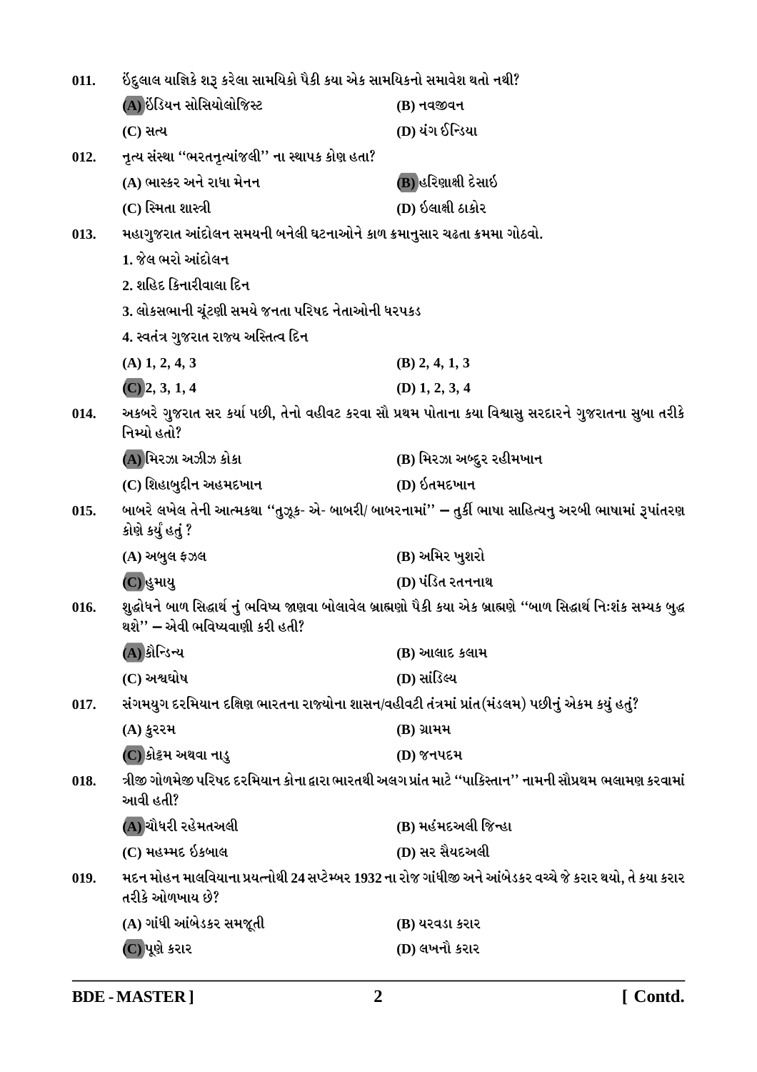011. ઇંદુલાલ યાજ્ઞિકે શરૂ કરેલા સામયિકો પૈકી કયા એક સામયિકનો સમાવેશ થતો નથી?

(A) ઇંડિયન સોસિયોલોજિસ્ટ　　(B) નવજીવન

(C) સત્ય　　(D) યંગ ઈન્ડિયા

012. નૃત્ય સંસ્થા ''ભરતનૃત્યાંજલી'' ના સ્થાપક કોણ હતા?

(A) ભાસ્કર અને રાધા મેનન　　(B) હરિણાક્ષી દેસાઇ

(C) સ્મિતા શાસ્ત્રી　　(D) ઇલાક્ષી ઠાકોર

013. મહાગુજરાત આંદોલન સમયની બનેલી ઘટનાઓને કાળ ક્રમાનુસાર ચઢતા ક્રમમા ગોઠવો.

1. જેલ ભરો આંદોલન

2. શહિદ કિનારીવાલા દિન

3. લોકસભાની ચૂંટણી સમયે જનતા પરિષદ નેતાઓની ધરપકડ

4. સ્વતંત્ર ગુજરાત રાજ્ય અસ્તિત્વ દિન

(A) 1, 2, 4, 3　　(B) 2, 4, 1, 3

(C) 2, 3, 1, 4　　(D) 1, 2, 3, 4

014. અકબરે ગુજરાત સર કર્યા પછી, તેનો વહીવટ કરવા સૌ પ્રથમ પોતાના કયા વિશ્વાસુ સરદારને ગુજરાતના સુબા તરીકે નિમ્યો હતો?

(A) મિરઝા અઝીઝ કોકા　　(B) મિરઝા અબ્દુર રહીમખાન

(C) શિહાબુદ્દીન અહમદખાન　　(D) ઇતમદખાન

015. બાબરે લખેલ તેની આત્મકથા ''તુઝૂક- એ- બાબરી/ બાબરનામાં'' – તુર્કી ભાષા સાહિત્યનુ અરબી ભાષામાં રૂપાંતરણ કોણે કર્યુ હતું ?

(A) અબુલ ફઝલ　　(B) અમિર ખુશરો

(C) હુમાયુ　　(D) પંડિત રતનનાથ

016. શુદ્ધોધને બાળ સિદ્ધાર્થ નું ભવિષ્ય જાણવા બોલાવેલ બ્રાહ્મણો પૈકી કયા એક બ્રાહ્મણે ''બાળ સિદ્ધાર્થ નિઃશંક સમ્યક બુદ્ધ થશે'' – એવી ભવિષ્યવાણી કરી હતી?

(A) કૌન્ડિન્ય　　(B) આલાદ કલામ

(C) અશ્વઘોષ　　(D) સાંડિલ્ય

017. સંગમયુગ દરમિયાન દક્ષિણ ભારતના રાજ્યોના શાસન/વહીવટી તંત્રમાં પ્રાંત(મંડલમ) પછીનું એકમ કયું હતું?

(A) કુરરમ　　(B) ગ્રામમ

(C) કોટ્ટમ અથવા નાડુ　　(D) જનપદમ

018. ત્રીજી ગોળમેજી પરિષદ દરમિયાન કોના દ્વારા ભારતથી અલગ પ્રાંત માટે ''પાકિસ્તાન'' નામની સૌપ્રથમ ભલામણ કરવામાં આવી હતી?

(A) ચૌધરી રહેમતઅલી　　(B) મહંમદઅલી જિન્હા

(C) મહમ્મદ ઇકબાલ　　(D) સર સૈયદઅલી

019. મદન મોહન માલવિયાના પ્રયત્નોથી 24 સપ્ટેમ્બર 1932 ના રોજ ગાંધીજી અને આંબેડકર વચ્ચે જે કરાર થયો, તે કયા કરાર તરીકે ઓળખાય છે?

(A) ગાંધી આંબેડકર સમજૂતી　　(B) યરવડા કરાર

(C) પૂણે કરાર　　(D) લખનૌ કરાર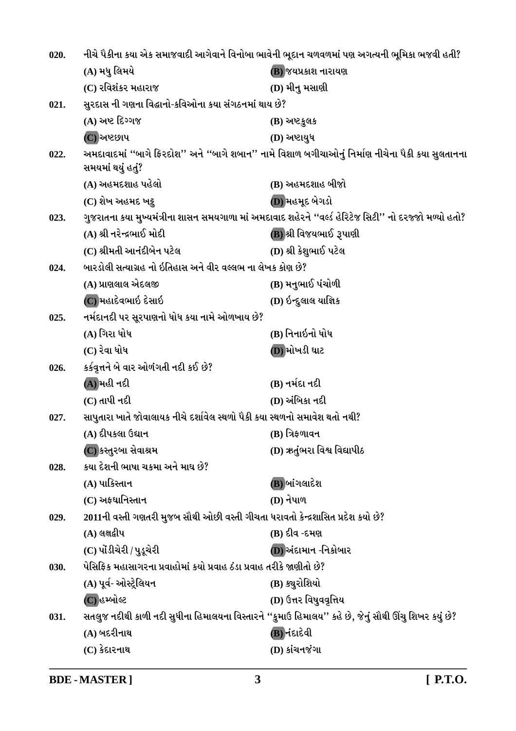020. નીચે પૈકીના કયા એક સમાજવાદી આગેવાને વિનોબા ભાવેની ભૂદાન ચળવળમાં પણ અગત્યની ભૂમિકા ભજવી હતી?

(A) મધુ લિમયે
(B) જયપ્રકાશ નારાયણ
(C) રવિશંકર મહારાજ
(D) મીનુ મસાણી

021. સુરદાસ ની ગણના વિદ્વાનો-કવિઓના કયા સંગઠનમાં થાય છે?

(A) અષ્ટ દિગ્ગજ
(B) અષ્ટકુલક
(C) અષ્ટછાપ
(D) અષ્ટાયુધ

022. અમદાવાદમાં ''બાગે ફિરદોશ'' અને ''બાગે શબાન'' નામે વિશાળ બગીચાઓનું નિર્માણ નીચેના પૈકી કયા સુલતાનના સમયમાં થયું હતું?

(A) અહમદશાહ પહેલો
(B) અહમદશાહ બીજો
(C) શેખ અહમદ ખટ્ટુ
(D) મહમૂદ બેગડો

023. ગુજરાતના કયા મુખ્યમંત્રીના શાસન સમયગાળા માં અમદાવાદ શહેરને ''વર્લ્ડ હેરિટેજ સિટી'' નો દરજ્જો મળ્યો હતો?

(A) શ્રી નરેન્દ્રભાઈ મોદી
(B) શ્રી વિજયભાઈ રૂપાણી
(C) શ્રીમતી આનંદીબેન પટેલ
(D) શ્રી કેશુભાઈ પટેલ

024. બારડોલી સત્યાગ્રહ નો ઇતિહાસ અને વીર વલ્લભ ના લેખક કોણ છે?

(A) પ્રાણલાલ એદલજી
(B) મનુભાઈ પંચોળી
(C) મહાદેવભાઇ દેસાઇ
(D) ઈન્દુલાલ યાજ્ઞિક

025. નર્મદાનદી પર સૂરપાણનો ધોધ કયા નામે ઓળખાય છે?

(A) ગિરા ધોધ
(B) નિનાઈનો ધોધ
(C) રેવા ધોધ
(D) મોખડી ઘાટ

026. કર્કવૃત્તને બે વાર ઓળંગતી નદી કઈ છે?

(A) મહી નદી
(B) નર્મદા નદી
(C) તાપી નદી
(D) અંબિકા નદી

027. સાપુતારા ખાતે જોવાલાયક નીચે દર્શાવેલ સ્થળો પૈકી કયા સ્થળનો સમાવેશ થતો નથી?

(A) દીપકલા ઉદ્યાન
(B) ત્રિફળાવન
(C) કસ્તુરબા સેવાશ્રમ
(D) ઋતુંભરા વિશ્વ વિદ્યાપીઠ

028. કયા દેશની ભાષા ચકમા અને માઘ છે?

(A) પાકિસ્તાન
(B) બાંગલાદેશ
(C) અફઘાનિસ્તાન
(D) નેપાળ

029. 2011ની વસ્તી ગણતરી મુજબ સૌથી ઓછી વસ્તી ગીચતા ધરાવતો કેન્દ્રશાસિત પ્રદેશ કયો છે?

(A) લક્ષદ્વીપ
(B) દીવ -દમણ
(C) પોંડીચેરી / પુડુચેરી
(D) અંદામાન -નિકોબાર

030. પેસિફિક મહાસાગરના પ્રવાહોમાં કયો પ્રવાહ ઠંડા પ્રવાહ તરીકે જાણીતો છે?

(A) પૂર્વ- ઓસ્ટ્રેલિયન
(B) ક્યુરોશિયો
(C) હમ્બોલ્ટ
(D) ઉત્તર વિષુવવૃત્તિય

031. સતલુજ નદીથી કાળી નદી સુધીના હિમાલયના વિસ્તારને ''કુમાઉ હિમાલય'' કહે છે, જેનું સૌથી ઊંચુ શિખર કયું છે?

(A) બદરીનાથ
(B) નંદાદેવી
(C) કેદારનાથ
(D) કાંચનજંગા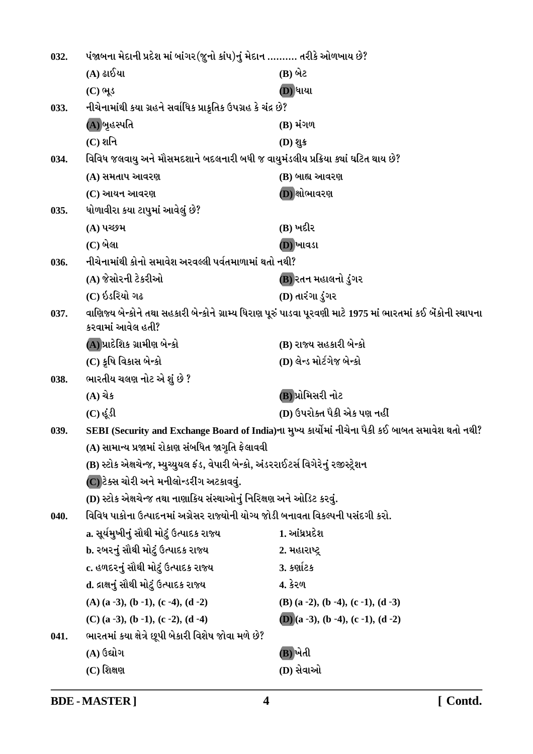032. પંજાબના મેદાની પ્રદેશ માં બાંગર(જુનો કાંપ)નું મેદાન .......... તરીકે ઓળખાય છે?

(A) ઢાઈયા　　(B) બેટ

(C) ભૂડ　　(D) ધાયા

033. નીચેનામાંથી કયા ગ્રહને સર્વાધિક પ્રાકૃતિક ઉપગ્રહ કે ચંદ્ર છે?

(A) બૃહસ્પતિ　　(B) મંગળ

(C) શનિ　　(D) શુક્ર

034. વિવિધ જલવાયુ અને મૌસમદશાને બદલનારી બધી જ વાયુમંડલીય પ્રક્રિયા ક્યાં ઘટિત થાય છે?

(A) સમતાપ આવરણ　　(B) બાહ્ય આવરણ

(C) આયન આવરણ　　(D) ક્ષોભાવરણ

035. ધોળાવીરા કયા ટાપુમાં આવેલું છે?

(A) પચ્છમ　　(B) ખદીર

(C) બેલા　　(D) ખાવડા

036. નીચેનામાંથી કોનો સમાવેશ અરવલ્લી પર્વતમાળામાં થતો નથી?

(A) જેસોરની ટેકરીઓ　　(B) રતન મહાલનો ડુંગર

(C) ઈડરિયો ગઢ　　(D) તારંગા ડુંગર

037. વાણિજ્ય બેન્કોને તથા સહકારી બેન્કોને ગ્રામ્ય ધિરાણ પૂરું પાડવા પૂરવણી માટે 1975 માં ભારતમાં કઈ બેંકોની સ્થાપના કરવામાં આવેલ હતી?

(A) પ્રાદેશિક ગ્રામીણ બેન્કો　　(B) રાજ્ય સહકારી બેન્કો

(C) કૃષિ વિકાસ બેન્કો　　(D) લેન્ડ મોર્ટગેજ બેન્કો

038. ભારતીય ચલણ નોટ એ શું છે ?

(A) ચેક　　(B) પ્રોમિસરી નોટ

(C) હૂંડી　　(D) ઉપરોક્ત પૈકી એક પણ નહીં

039. SEBI (Security and Exchange Board of India)ના મુખ્ય કાર્યોમાં નીચેના પૈકી કઈ બાબત સમાવેશ થતો નથી?

(A) સામાન્ય પ્રજામાં રોકાણ સંબધિત જાગૃતિ ફેલાવવી

(B) સ્ટોક એક્ષચેન્જ, મ્યુચ્યુયલ ફંડ, વેપારી બેન્કો, અંડરરાઈટર્સ વિગેરેનું રજીસ્ટ્રેશન

(C) ટેક્સ ચોરી અને મનીલોન્ડરીંગ અટકાવવું.

(D) સ્ટોક એક્ષચેન્જ તથા નાણાકિય સંસ્થાઓનું નિરિક્ષણ અને ઓડિટ કરવું.

040. વિવિધ પાકોના ઉત્પાદનમાં અગ્રેસર રાજ્યોની યોગ્ય જોડી બનાવતા વિકલ્પની પસંદગી કરો.

| | |
|---|---|
| a. સૂર્યમુખીનું સૌથી મોટું ઉત્પાદક રાજ્ય | 1. આંધ્રપ્રદેશ |
| b. રબરનું સૌથી મોટું ઉત્પાદક રાજ્ય | 2. મહારાષ્ટ્ર |
| c. હળદરનું સૌથી મોટું ઉત્પાદક રાજ્ય | 3. કર્ણાટક |
| d. દ્રાક્ષનું સૌથી મોટું ઉત્પાદક રાજ્ય | 4. કેરળ |

(A) (a -3), (b -1), (c -4), (d -2)　　(B) (a -2), (b -4), (c -1), (d -3)

(C) (a -3), (b -1), (c -2), (d -4)　　(D) (a -3), (b -4), (c -1), (d -2)

041. ભારતમાં કયા ક્ષેત્રે છૂપી બેકારી વિશેષ જોવા મળે છે?

(A) ઉદ્યોગ　　(B) ખેતી

(C) શિક્ષણ　　(D) સેવાઓ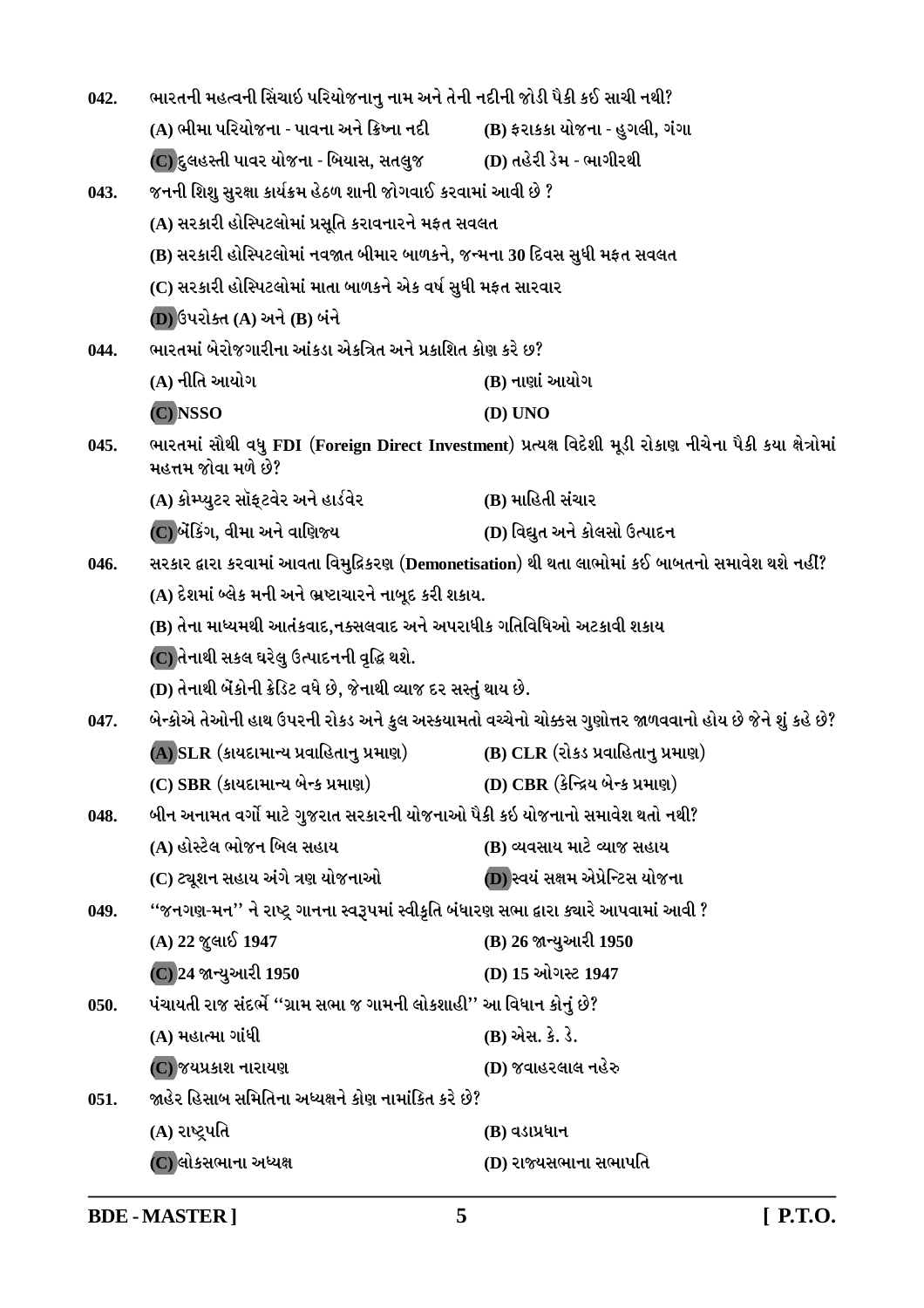**042.** ભારતની મહત્વની સિંચાઇ પરિયોજનાનુ નામ અને તેની નદીની જોડી પૈકી કઈ સાચી નથી?

(A) ભીમા પરિયોજના - પાવના અને ક્રિષ્ના નદી  
(B) ફરાકકા યોજના - હુગલી, ગંગા  
**(C)** દુલહસ્તી પાવર યોજના - બિયાસ, સતલુજ  
(D) તહેરી ડેમ - ભાગીરથી

**043.** જનની શિશુ સુરક્ષા કાર્યક્રમ હેઠળ શાની જોગવાઈ કરવામાં આવી છે ?

(A) સરકારી હોસ્પિટલોમાં પ્રસૂતિ કરાવનારને મફત સવલત  
(B) સરકારી હોસ્પિટલોમાં નવજાત બીમાર બાળકને, જન્મના 30 દિવસ સુધી મફત સવલત  
(C) સરકારી હોસ્પિટલોમાં માતા બાળકને એક વર્ષ સુધી મફત સારવાર  
**(D)** ઉપરોક્ત (A) અને (B) બંને

**044.** ભારતમાં બેરોજગારીના આંકડા એકત્રિત અને પ્રકાશિત કોણ કરે છ?

(A) નીતિ આયોગ  
(B) નાણાં આયોગ  
**(C)** NSSO  
(D) UNO

**045.** ભારતમાં સૌથી વધુ FDI (Foreign Direct Investment) પ્રત્યક્ષ વિદેશી મૂડી રોકાણ નીચેના પૈકી કયા ક્ષેત્રોમાં મહત્તમ જોવા મળે છે?

(A) કોમ્પ્યુટર સૉફ્ટવેર અને હાર્ડવેર  
(B) માહિતી સંચાર  
**(C)** બેંકિંગ, વીમા અને વાણિજ્ય  
(D) વિદ્યુત અને કોલસો ઉત્પાદન

**046.** સરકાર દ્વારા કરવામાં આવતા વિમુદ્રિકરણ (Demonetisation) થી થતા લાભોમાં કઈ બાબતનો સમાવેશ થશે નહીં?

(A) દેશમાં બ્લેક મની અને ભ્રષ્ટાચારને નાબૂદ કરી શકાય.  
(B) તેના માધ્યમથી આતંકવાદ,નક્સલવાદ અને અપરાધીક ગતિવિધિઓ અટકાવી શકાય  
**(C)** તેનાથી સકલ ઘરેલુ ઉત્પાદનની વૃદ્ધિ થશે.  
(D) તેનાથી બેંકોની ક્રેડિટ વધે છે, જેનાથી વ્યાજ દર સસ્તું થાય છે.

**047.** બેન્કોએ તેઓની હાથ ઉપરની રોકડ અને કુલ અસ્કયામતો વચ્ચેનો ચોક્કસ ગુણોત્તર જાળવવાનો હોય છે જેને શું કહે છે?

**(A)** SLR (કાયદામાન્ય પ્રવાહિતાનુ પ્રમાણ)  
(B) CLR (રોકડ પ્રવાહિતાનુ પ્રમાણ)  
(C) SBR (કાયદામાન્ય બેન્ક પ્રમાણ)  
(D) CBR (કેન્દ્રિય બેન્ક પ્રમાણ)

**048.** બીન અનામત વર્ગો માટે ગુજરાત સરકારની યોજનાઓ પૈકી કઈ યોજનાનો સમાવેશ થતો નથી?

(A) હોસ્ટેલ ભોજન બિલ સહાય  
(B) વ્યવસાય માટે વ્યાજ સહાય  
(C) ટ્યૂશન સહાય અંગે ત્રણ યોજનાઓ  
**(D)** સ્વયં સક્ષમ એપ્રેન્ટિસ યોજના

**049.** ''જનગણ-મન'' ને રાષ્ટ્ર ગાનના સ્વરૂપમાં સ્વીકૃતિ બંધારણ સભા દ્વારા ક્યારે આપવામાં આવી ?

(A) 22 જુલાઈ 1947  
(B) 26 જાન્યુઆરી 1950  
**(C)** 24 જાન્યુઆરી 1950  
(D) 15 ઓગસ્ટ 1947

**050.** પંચાયતી રાજ સંદર્ભે ''ગ્રામ સભા જ ગામની લોકશાહી'' આ વિધાન કોનું છે?

(A) મહાત્મા ગાંધી  
(B) એસ. કે. ડે.  
**(C)** જયપ્રકાશ નારાયણ  
(D) જવાહરલાલ નહેરુ

**051.** જાહેર હિસાબ સમિતિના અધ્યક્ષને કોણ નામાંકિત કરે છે?

(A) રાષ્ટ્રપતિ  
(B) વડાપ્રધાન  
**(C)** લોકસભાના અધ્યક્ષ  
(D) રાજ્યસભાના સભાપતિ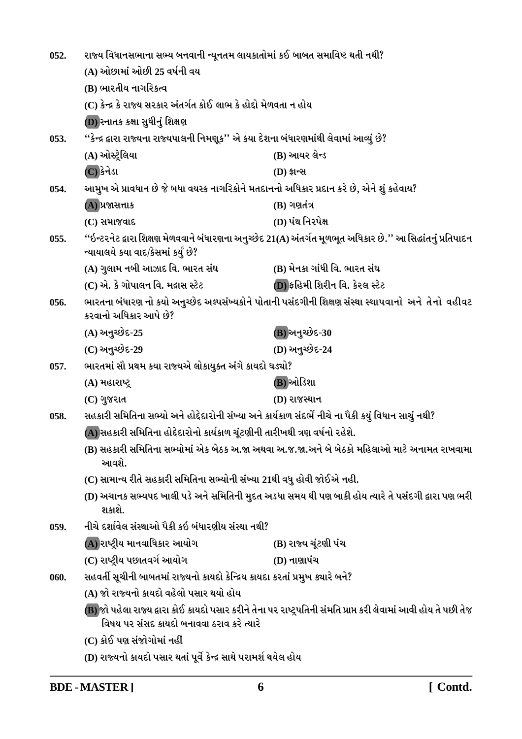052. રાજ્ય વિધાનસભાના સભ્ય બનવાની ન્યૂનતમ લાયકાતોમાં કઈ બાબત સમાવિષ્ટ થતી નથી?

(A) ઓછામાં ઓછી 25 વર્ષની વય

(B) ભારતીય નાગરિકત્વ

(C) કેન્દ્ર કે રાજ્ય સરકાર અંતર્ગત કોઈ લાભ કે હોદ્દો મેળવતા ન હોય

(D) સ્નાતક કક્ષા સુધીનું શિક્ષણ

053. ''કેન્દ્ર દ્વારા રાજ્યના રાજ્યપાલની નિમણૂક'' એ કયા દેશના બંધારણમાંથી લેવામાં આવ્યું છે?

(A) ઓસ્ટ્રેલિયા

(B) આયર લેન્ડ

(C) કેનેડા

(D) ફ્રાન્સ

054. આમુખ એ પ્રાવધાન છે જે બધા વયસ્ક નાગરિકોને મતદાનનો અધિકાર પ્રદાન કરે છે, એને શું કહેવાય?

(A) પ્રજાસત્તાક

(B) ગણતંત્ર

(C) સમાજવાદ

(D) પંથ નિરપેક્ષ

055. ''ઇન્ટરનેટ દ્વારા શિક્ષણ મેળવવાને બંધારણના અનુચ્છેદ 21(A) અંતર્ગત મૂળભૂત અધિકાર છે.'' આ સિદ્ધાંતનું પ્રતિપાદન ન્યાયાલયે કયા વાદ/કેસમાં કર્યું છે?

(A) ગુલામ નબી આઝાદ વિ. ભારત સંઘ

(B) મેનકા ગાંધી વિ. ભારત સંઘ

(C) એ. કે ગોપાલન વિ. મદ્રાસ સ્ટેટ

(D) ફહિમી શિરીન વિ. કેરલ સ્ટેટ

056. ભારતના બંધારણ નો કયો અનુચ્છેદ અલ્પસંખ્યકોને પોતાની પસંદગીની શિક્ષણ સંસ્થા સ્થાપવાનો અને તેનો વહીવટ કરવાનો અધિકાર આપે છે?

(A) અનુચ્છેદ-25

(B) અનુચ્છેદ-30

(C) અનુચ્છેદ-29

(D) અનુચ્છેદ-24

057. ભારતમાં સૌ પ્રથમ કયા રાજ્યએ લોકાયુક્ત અંગે કાયદો ઘડ્યો?

(A) મહારાષ્ટ્ર

(B) ઓડિશા

(C) ગુજરાત

(D) રાજસ્થાન

058. સહકારી સમિતિના સભ્યો અને હોદ્દેદારોની સંખ્યા અને કાર્યકાળ સંદર્ભે નીચે ના પૈકી કયું વિધાન સાચું નથી?

(A) સહકારી સમિતિના હોદ્દેદારોનો કાર્યકાળ ચૂંટણીની તારીખથી ત્રણ વર્ષનો રહેશે.

(B) સહકારી સમિતિના સભ્યોમાં એક બેઠક અ.જા અથવા અ.જ.જા.અને બે બેઠકો મહિલાઓ માટે અનામત રાખવામા આવશે.

(C) સામાન્ય રીતે સહકારી સમિતિના સભ્યોની સંખ્યા 21થી વધુ હોવી જોઈએ નહી.

(D) અચાનક સભ્યપદ ખાલી પડે અને સમિતિની મુદત અડધા સમય થી પણ બાકી હોય ત્યારે તે પસંદગી દ્વારા પણ ભરી શકાશે.

059. નીચે દર્શાવેલ સંસ્થાઓ પૈકી કઈ બંધારણીય સંસ્થા નથી?

(A) રાષ્ટ્રીય માનવાધિકાર આયોગ

(B) રાજ્ય ચૂંટણી પંચ

(C) રાષ્ટ્રીય પછાતવર્ગ આયોગ

(D) નાણાપંચ

060. સહવર્તી સૂચીની બાબતમાં રાજ્યનો કાયદો કેન્દ્રિય કાયદા કરતાં પ્રમુખ ક્યારે બને?

(A) જો રાજ્યનો કાયદો વહેલો પસાર થયો હોય

(B) જો પહેલા રાજ્ય દ્વારા કોઈ કાયદો પસાર કરીને તેના પર રાષ્ટ્રપતિની સંમતિ પ્રાપ્ત કરી લેવામાં આવી હોય તે પછી તેજ વિષય પર સંસદ કાયદો બનાવવા ઠરાવ કરે ત્યારે

(C) કોઈ પણ સંજોગોમાં નહીં

(D) રાજ્યનો કાયદો પસાર થતાં પૂર્વે કેન્દ્ર સાથે પરામર્શ થયેલ હોય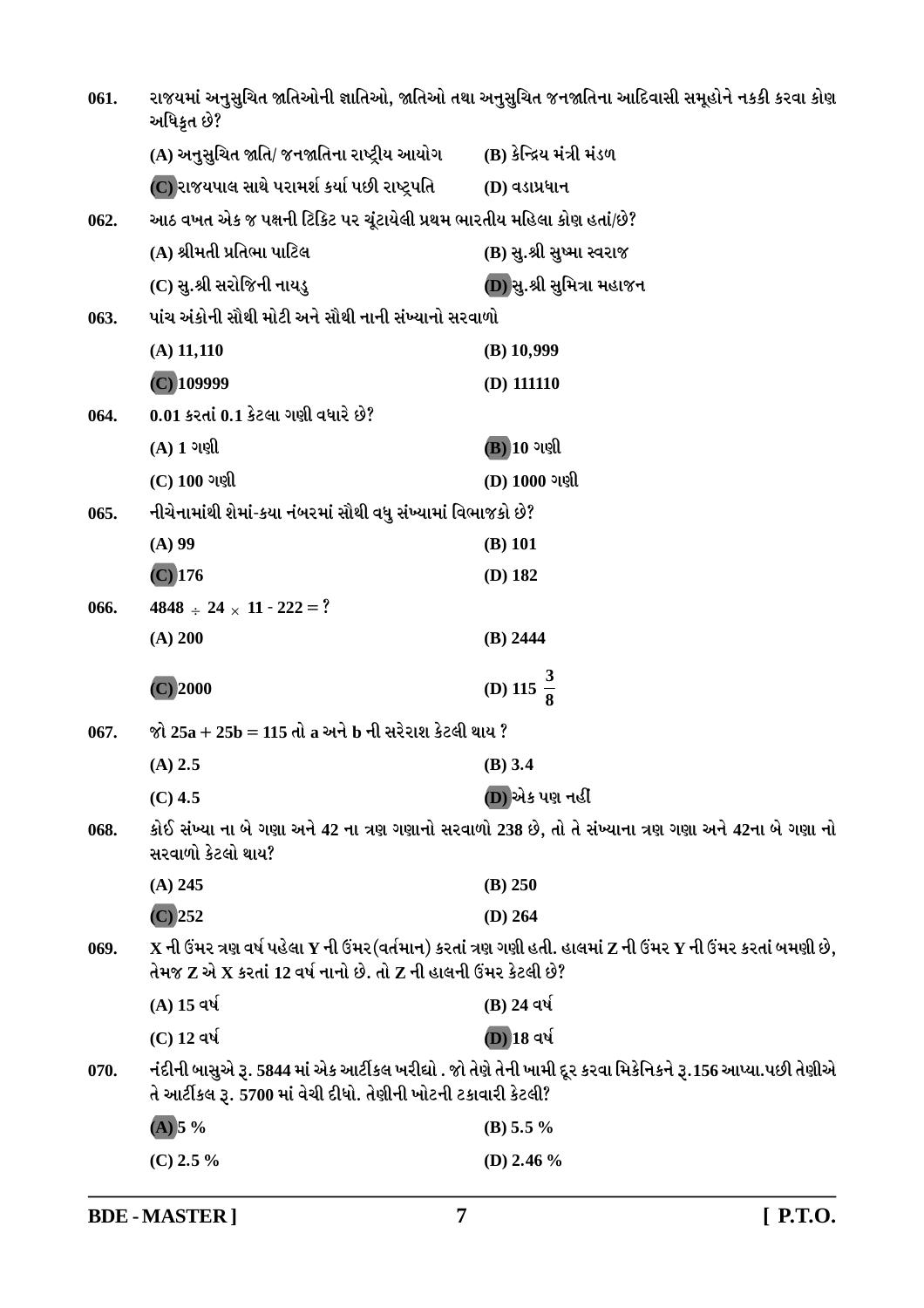061. રાજયમાં અનુસુચિત જાતિઓની જ્ઞાતિઓ, જાતિઓ તથા અનુસુચિત જનજાતિના આદિવાસી સમૂહોને નકકી કરવા કોણ અધિકૃત છે?

(A) અનુસુચિત જાતિ/ જનજાતિના રાષ્ટ્રીય આયોગ
(B) કેન્દ્રિય મંત્રી મંડળ
(C) રાજયપાલ સાથે પરામર્શ કર્યા પછી રાષ્ટ્રપતિ
(D) વડાપ્રધાન

062. આઠ વખત એક જ પક્ષની ટિકિટ પર ચૂંટાયેલી પ્રથમ ભારતીય મહિલા કોણ હતાં/છે?

(A) શ્રીમતી પ્રતિભા પાટિલ
(B) સુ.શ્રી સુષ્મા સ્વરાજ
(C) સુ.શ્રી સરોજિની નાયડુ
(D) સુ.શ્રી સુમિત્રા મહાજન

063. પાંચ અંકોની સૌથી મોટી અને સૌથી નાની સંખ્યાનો સરવાળો

(A) 11,110
(B) 10,999
(C) 109999
(D) 111110

064. 0.01 કરતાં 0.1 કેટલા ગણી વધારે છે?

(A) 1 ગણી
(B) 10 ગણી
(C) 100 ગણી
(D) 1000 ગણી

065. નીચેનામાંથી શેમાં-કયા નંબરમાં સૌથી વધુ સંખ્યામાં વિભાજકો છે?

(A) 99
(B) 101
(C) 176
(D) 182

066. $4848 \div 24 \times 11 - 222 = ?$

(A) 200
(B) 2444
(C) 2000
(D) $115 \frac{3}{8}$

067. જો $25a + 25b = 115$ તો a અને b ની સરેરાશ કેટલી થાય ?

(A) 2.5
(B) 3.4
(C) 4.5
(D) એક પણ નહીં

068. કોઈ સંખ્યા ના બે ગણા અને 42 ના ત્રણ ગણાનો સરવાળો 238 છે, તો તે સંખ્યાના ત્રણ ગણા અને 42ના બે ગણા નો સરવાળો કેટલો થાય?

(A) 245
(B) 250
(C) 252
(D) 264

069. X ની ઉંમર ત્રણ વર્ષ પહેલા Y ની ઉંમર(વર્તમાન) કરતાં ત્રણ ગણી હતી. હાલમાં Z ની ઉંમર Y ની ઉંમર કરતાં બમણી છે, તેમજ Z એ X કરતાં 12 વર્ષ નાનો છે. તો Z ની હાલની ઉંમર કેટલી છે?

(A) 15 વર્ષ
(B) 24 વર્ષ
(C) 12 વર્ષ
(D) 18 વર્ષ

070. નંદીની બાસુએ રૂ. 5844 માં એક આર્ટીકલ ખરીદ્યો . જો તેણે તેની ખામી દૂર કરવા મિકેનિકને રૂ.156 આપ્યા.પછી તેણીએ તે આર્ટીકલ રૂ. 5700 માં વેચી દીધો. તેણીની ખોટની ટકાવારી કેટલી?

(A) 5 %
(B) 5.5 %
(C) 2.5 %
(D) 2.46 %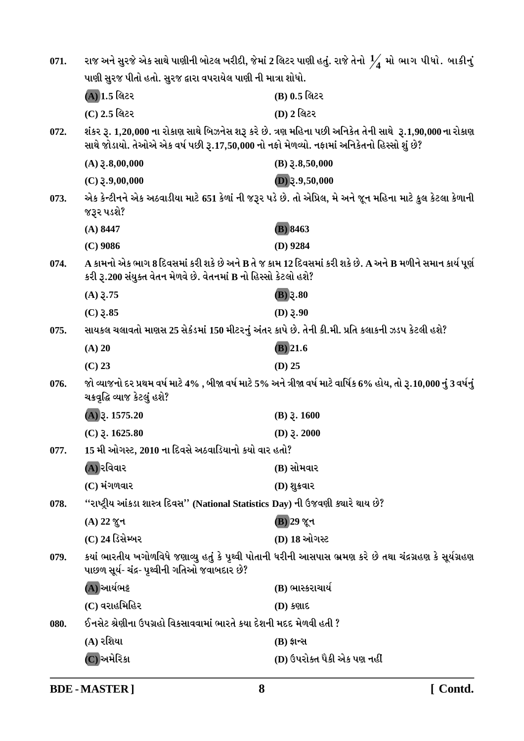071. રાજ અને સુરજે એક સાથે પાણીની બોટલ ખરીદી, જેમાં 2 લિટર પાણી હતું. રાજે તેનો $\frac{1}{4}$ મો ભાગ પીધો. બાકીનું પાણી સુરજ પીતો હતો. સુરજ દ્વારા વપરાયેલ પાણી ની માત્રા શોધો.

(A) 1.5 લિટર
(B) 0.5 લિટર
(C) 2.5 લિટર
(D) 2 લિટર

072. શંકર રૂ. 1,20,000 ના રોકાણ સાથે બિઝનેસ શરૂ કરે છે. ત્રણ મહિના પછી અનિકેત તેની સાથે રૂ.1,90,000 ના રોકાણ સાથે જોડાયો. તેઓએ એક વર્ષ પછી રૂ.17,50,000 નો નફો મેળવ્યો. નફામાં અનિકેતનો હિસ્સો શું છે?

(A) રૂ.8,00,000
(B) રૂ.8,50,000
(C) રૂ.9,00,000
(D) રૂ.9,50,000

073. એક કેન્ટીનને એક અઠવાડીયા માટે 651 કેળાં ની જરૂર પડે છે. તો એપ્રિલ, મે અને જૂન મહિના માટે કુલ કેટલા કેળાની જરૂર પડશે?

(A) 8447
(B) 8463
(C) 9086
(D) 9284

074. A કામનો એક ભાગ 8 દિવસમાં કરી શકે છે અને B તે જ કામ 12 દિવસમાં કરી શકે છે. A અને B મળીને સમાન કાર્ય પૂર્ણ કરી રૂ.200 સંયુક્ત વેતન મેળવે છે. વેતનમાં B નો હિસ્સો કેટલો હશે?

(A) રૂ.75
(B) રૂ.80
(C) રૂ.85
(D) રૂ.90

075. સાયકલ ચલાવતો માણસ 25 સેકંડમાં 150 મીટરનું અંતર કાપે છે. તેની કી.મી. પ્રતિ કલાકની ઝડપ કેટલી હશે?

(A) 20
(B) 21.6
(C) 23
(D) 25

076. જો વ્યાજનો દર પ્રથમ વર્ષ માટે 4% , બીજા વર્ષ માટે 5% અને ત્રીજા વર્ષ માટે વાર્ષિક 6% હોય, તો રૂ.10,000 નું 3 વર્ષનું ચક્રવૃદ્ધિ વ્યાજ કેટલું હશે?

(A) રૂ. 1575.20
(B) રૂ. 1600
(C) રૂ. 1625.80
(D) રૂ. 2000

077. 15 મી ઓગસ્ટ, 2010 ના દિવસે અઠવાડિયાનો કયો વાર હતો?

(A) રવિવાર
(B) સોમવાર
(C) મંગળવાર
(D) શુક્રવાર

078. ''રાષ્ટ્રીય આંકડા શાસ્ત્ર દિવસ'' (National Statistics Day) ની ઉજવણી ક્યારે થાય છે?

(A) 22 જુન
(B) 29 જૂન
(C) 24 ડિસેમ્બર
(D) 18 ઓગસ્ટ

079. કયાં ભારતીય ખગોળવિદે જણાવ્યુ હતું કે પૃથ્વી પોતાની ધરીની આસપાસ ભ્રમણ કરે છે તથા ચંદ્રગ્રહણ કે સૂર્યગ્રહણ પાછળ સૂર્ય- ચંદ્ર- પૃથ્વીની ગતિઓ જવાબદાર છે?

(A) આર્યભટ્ટ
(B) ભાસ્કરાચાર્ય
(C) વરાહમિહિર
(D) કણાદ

080. ઈનસેટ શ્રેણીના ઉપગ્રહો વિકસાવવામાં ભારતે કયા દેશની મદદ મેળવી હતી ?

(A) રશિયા
(B) ફ્રાન્સ
(C) અમેરિકા
(D) ઉપરોક્ત પૈકી એક પણ નહીં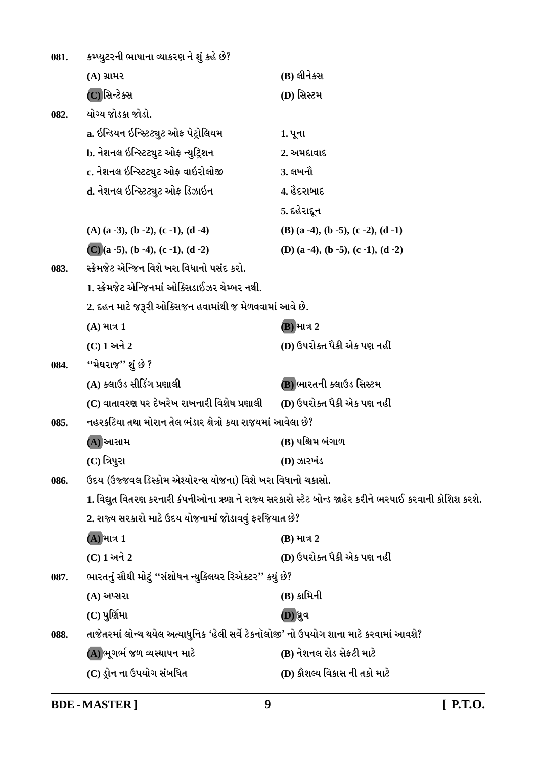081. કમ્પ્યુટરની ભાષાના વ્યાકરણ ને શું કહે છે?

(A) ગ્રામર
(B) લીનેક્સ
(C) સિન્ટેક્સ
(D) સિસ્ટમ

082. યોગ્ય જોડકા જોડો.

a. ઇન્ડિયન ઇન્સ્ટિટ્યુટ ઓફ પેટ્રોલિયમ — 1. પૂના
b. નેશનલ ઇન્સ્ટિટ્યુટ ઓફ ન્યુટ્રિશન — 2. અમદાવાદ
c. નેશનલ ઇન્સ્ટિટ્યુટ ઓફ વાઇરોલોજી — 3. લખનૌ
d. નેશનલ ઇન્સ્ટિટ્યુટ ઓફ ડિઝાઇન — 4. હેદરાબાદ
5. દહેરાદૂન

(A) (a -3), (b -2), (c -1), (d -4)
(B) (a -4), (b -5), (c -2), (d -1)
(C) (a -5), (b -4), (c -1), (d -2)
(D) (a -4), (b -5), (c -1), (d -2)

083. સ્ક્રેમજેટ એન્જિન વિશે ખરા વિધાનો પસંદ કરો.

1. સ્ક્રેમજેટ એન્જિનમાં ઓક્સિડાઇઝર ચેમ્બર નથી.
2. દહન માટે જરૂરી ઓક્સિજન હવામાંથી જ મેળવવામાં આવે છે.

(A) માત્ર 1
(B) માત્ર 2
(C) 1 અને 2
(D) ઉપરોક્ત પૈકી એક પણ નહીં

084. ''મેઘરાજ'' શું છે ?

(A) ક્લાઉડ સીડિંગ પ્રણાલી
(B) ભારતની ક્લાઉડ સિસ્ટમ
(C) વાતાવરણ પર દેખરેખ રાખનારી વિશેષ પ્રણાલી
(D) ઉપરોક્ત પૈકી એક પણ નહીં

085. નહરકટિયા તથા મોરાન તેલ ભંડાર ક્ષેત્રો કયા રાજયમાં આવેલા છે?

(A) આસામ
(B) પશ્ચિમ બંગાળ
(C) ત્રિપુરા
(D) ઝારખંડ

086. ઉદય (ઉજ્જવલ ડિસ્કોમ એશ્યોરન્સ યોજના) વિશે ખરા વિધાનો ચકાસો.

1. વિદ્યુત વિતરણ કરનારી કંપનીઓના ઋણ ને રાજ્ય સરકારો સ્ટેટ બોન્ડ જાહેર કરીને ભરપાઈ કરવાની કોશિશ કરશે.
2. રાજ્ય સરકારો માટે ઉદય યોજનામાં જોડાવવું ફરજિયાત છે?

(A) માત્ર 1
(B) માત્ર 2
(C) 1 અને 2
(D) ઉપરોક્ત પૈકી એક પણ નહીં

087. ભારતનું સૌથી મોટું ''સંશોધન ન્યુક્લિયર રિએક્ટર'' કયું છે?

(A) અપ્સરા
(B) કામિની
(C) પુર્ણિમા
(D) ધ્રુવ

088. તાજેતરમાં લોન્ચ થયેલ અત્યાધુનિક 'હેલી સર્વે ટેકનૉલોજી' નો ઉપયોગ શાના માટે કરવામાં આવશે?

(A) ભૂગર્ભ જળ વ્યસ્થાપન માટે
(B) નેશનલ રોડ સેફટી માટે
(C) ડ્રોન ના ઉપયોગ સંબધિત
(D) કૌશલ્ય વિકાસ ની તકો માટે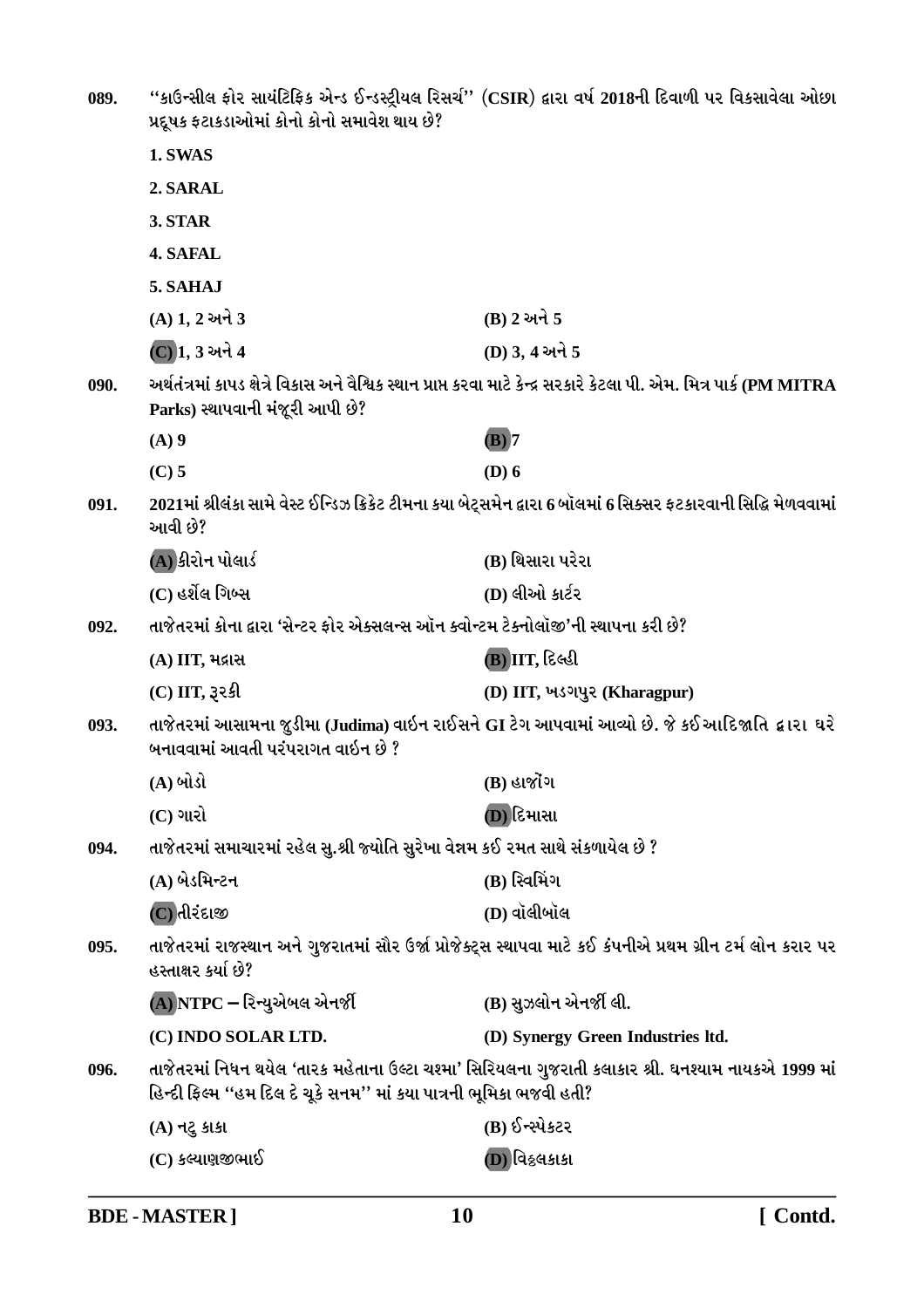089. ''કાઉન્સીલ ફોર સાયંટિફિક એન્ડ ઈન્ડસ્ટ્રીયલ રિસર્ચ'' (CSIR) દ્વારા વર્ષ 2018ની દિવાળી પર વિકસાવેલા ઓછા પ્રદૂષક ફટાકડાઓમાં કોનો કોનો સમાવેશ થાય છે?

**1. SWAS**

**2. SARAL**

**3. STAR**

**4. SAFAL**

**5. SAHAJ**

(A) 1, 2 અને 3
(B) 2 અને 5
(C) 1, 3 અને 4
(D) 3, 4 અને 5

090. અર્થતંત્રમાં કાપડ ક્ષેત્રે વિકાસ અને વૈશ્વિક સ્થાન પ્રાપ્ત કરવા માટે કેન્દ્ર સરકારે કેટલા પી. એમ. મિત્ર પાર્ક (PM MITRA Parks) સ્થાપવાની મંજૂરી આપી છે?

(A) 9
(B) 7
(C) 5
(D) 6

091. 2021માં શ્રીલંકા સામે વેસ્ટ ઈન્ડિઝ ક્રિકેટ ટીમના કયા બેટ્સમેન દ્વારા 6 બૉલમાં 6 સિક્સર ફટકારવાની સિદ્ધિ મેળવવામાં આવી છે?

(A) કીરોન પોલાર્ડ
(B) થિસારા પરેરા
(C) હર્શેલ ગિબ્સ
(D) લીઓ કાર્ટર

092. તાજેતરમાં કોના દ્વારા 'સેન્ટર ફોર એક્સલન્સ ઑન ક્વોન્ટમ ટેક્નોલૉજી'ની સ્થાપના કરી છે?

(A) IIT, મદ્રાસ
(B) IIT, દિલ્હી
(C) IIT, રૂરકી
(D) IIT, ખડગપુર (Kharagpur)

093. તાજેતરમાં આસામના જુડીમા (Judima) વાઈન રાઈસને GI ટેગ આપવામાં આવ્યો છે. જે કઈ આદિજાતિ દ્વારા ઘરે બનાવવામાં આવતી પરંપરાગત વાઈન છે ?

(A) બોડો
(B) હાજોંગ
(C) ગારો
(D) દિમાસા

094. તાજેતરમાં સમાચારમાં રહેલ સુ.શ્રી જ્યોતિ સુરેખા વેન્નમ કઈ રમત સાથે સંકળાયેલ છે ?

(A) બેડમિન્ટન
(B) સ્વિમિંગ
(C) તીરંદાજી
(D) વૉલીબૉલ

095. તાજેતરમાં રાજસ્થાન અને ગુજરાતમાં સૌર ઉર્જા પ્રોજેક્ટ્સ સ્થાપવા માટે કઈ કંપનીએ પ્રથમ ગ્રીન ટર્મ લોન કરાર પર હસ્તાક્ષર કર્યા છે?

(A) NTPC – રિન્યુએબલ એનર્જી
(B) સુઝલોન એનર્જી લી.
(C) INDO SOLAR LTD.
(D) Synergy Green Industries ltd.

096. તાજેતરમાં નિધન થયેલ 'તારક મહેતાના ઉલ્ટા ચશ્મા' સિરિયલના ગુજરાતી કલાકાર શ્રી. ઘનશ્યામ નાયકએ 1999 માં હિન્દી ફિલ્મ ''હમ દિલ દે ચૂકે સનમ'' માં કયા પાત્રની ભૂમિકા ભજવી હતી?

(A) નટુ કાકા
(B) ઈન્સ્પેકટર
(C) કલ્યાણજીભાઈ
(D) વિઠ્ઠલકાકા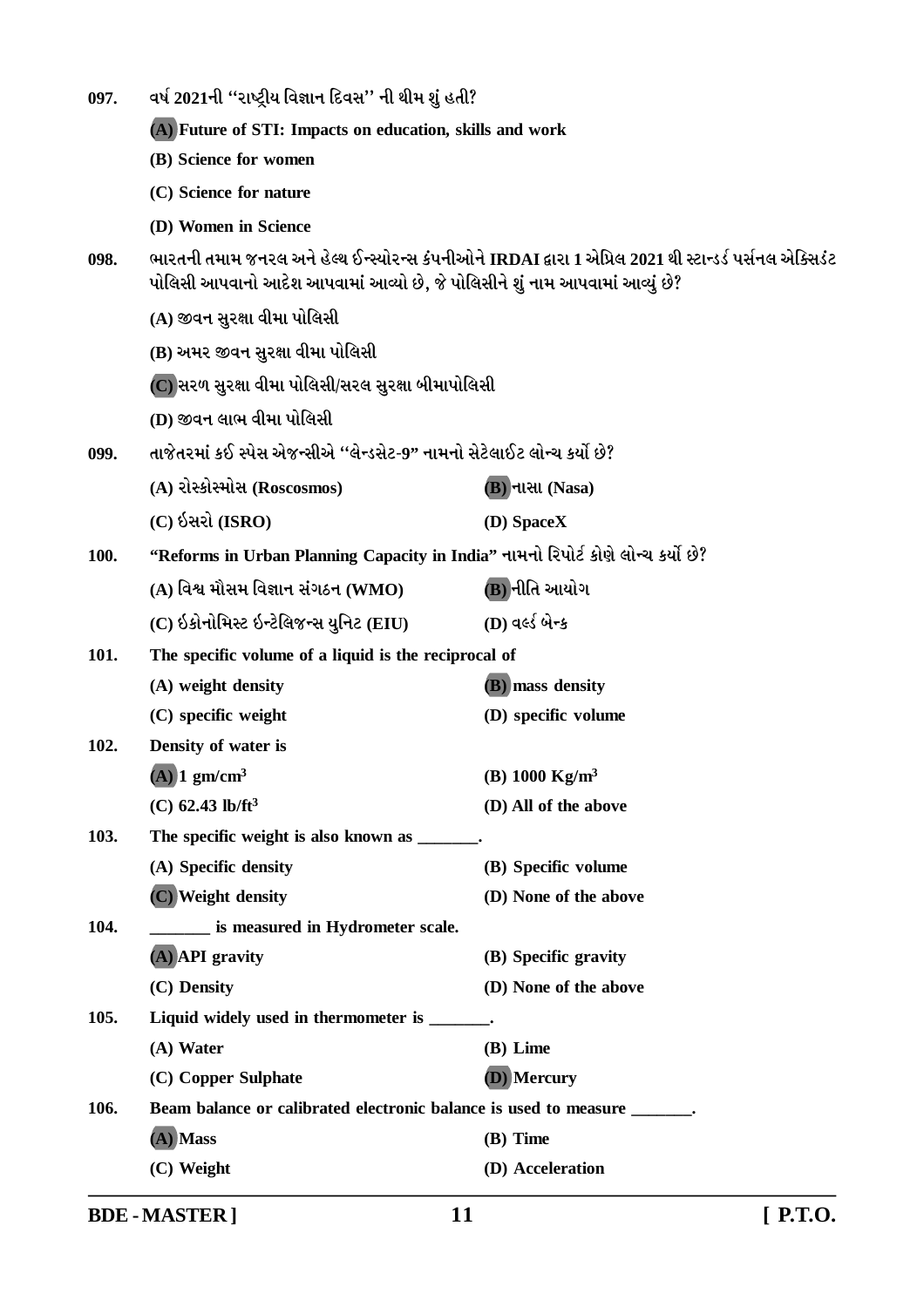097. વર્ષ 2021ની ''રાષ્ટ્રીય વિજ્ઞાન દિવસ'' ની થીમ શું હતી?

(A) Future of STI: Impacts on education, skills and work

(B) Science for women

(C) Science for nature

(D) Women in Science

098. ભારતની તમામ જનરલ અને હેલ્થ ઈન્સ્યોરન્સ કંપનીઓને IRDAI દ્વારા 1 એપ્રિલ 2021 થી સ્ટાન્ડર્ડ પર્સનલ એક્સિડંટ પોલિસી આપવાનો આદેશ આપવામાં આવ્યો છે, જે પોલિસીને શું નામ આપવામાં આવ્યું છે?

(A) જીવન સુરક્ષા વીમા પોલિસી

(B) અમર જીવન સુરક્ષા વીમા પોલિસી

(C) સરળ સુરક્ષા વીમા પોલિસી/સરલ સુરક્ષા બીમાપોલિસી

(D) જીવન લાભ વીમા પોલિસી

099. તાજેતરમાં કઈ સ્પેસ એજન્સીએ ''લેન્ડસેટ-9'' નામનો સેટેલાઈટ લોન્ચ કર્યો છે?

(A) રોસ્કોસ્મોસ (Roscosmos)

(B) નાસા (Nasa)

(C) ઈસરો (ISRO)

(D) SpaceX

100. "Reforms in Urban Planning Capacity in India" નામનો રિપોર્ટ કોણે લોન્ચ કર્યો છે?

(A) વિશ્વ મૌસમ વિજ્ઞાન સંગઠન (WMO)

(B) નીતિ આયોગ

(C) ઈકોનોમિસ્ટ ઇન્ટેલિજન્સ યુનિટ (EIU)

(D) વર્લ્ડ બેન્ક

101. The specific volume of a liquid is the reciprocal of

(A) weight density

(B) mass density

(C) specific weight

(D) specific volume

102. Density of water is

(A) 1 $gm/cm^3$

(B) 1000 $Kg/m^3$

(C) 62.43 $lb/ft^3$

(D) All of the above

103. The specific weight is also known as _______.

(A) Specific density

(B) Specific volume

(C) Weight density

(D) None of the above

104. _______ is measured in Hydrometer scale.

(A) API gravity

(B) Specific gravity

(C) Density

(D) None of the above

105. Liquid widely used in thermometer is _______.

(A) Water

(B) Lime

(C) Copper Sulphate

(D) Mercury

106. Beam balance or calibrated electronic balance is used to measure _______.

(A) Mass

(B) Time

(C) Weight

(D) Acceleration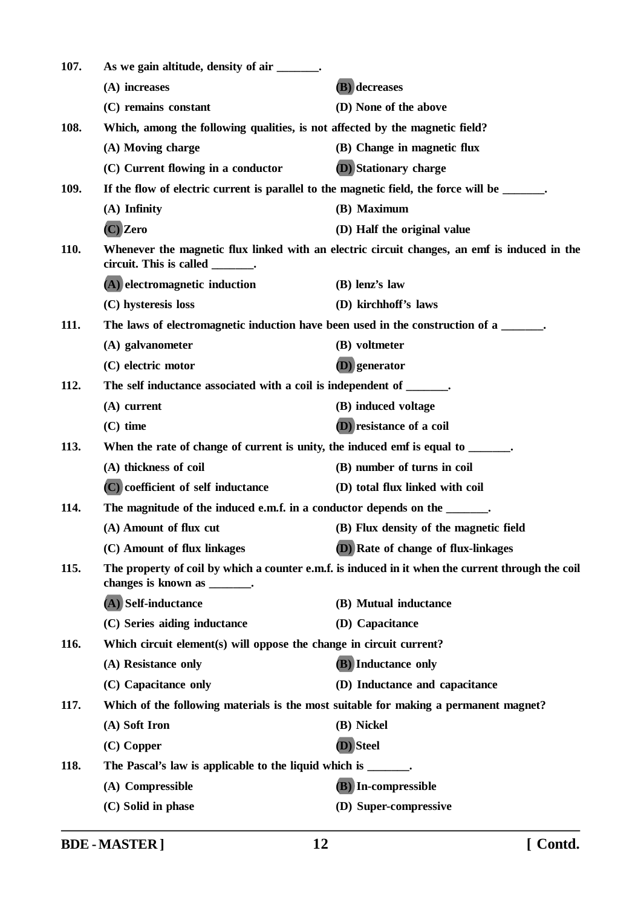**107.** **As we gain altitude, density of air _______.**

- **(A) increases**
- **(B) decreases**
- **(C) remains constant**
- **(D) None of the above**

**108.** **Which, among the following qualities, is not affected by the magnetic field?**

- **(A) Moving charge**
- **(B) Change in magnetic flux**
- **(C) Current flowing in a conductor**
- **(D) Stationary charge**

**109.** **If the flow of electric current is parallel to the magnetic field, the force will be _______.**

- **(A) Infinity**
- **(B) Maximum**
- **(C) Zero**
- **(D) Half the original value**

**110.** **Whenever the magnetic flux linked with an electric circuit changes, an emf is induced in the circuit. This is called _______.**

- **(A) electromagnetic induction**
- **(B) lenz's law**
- **(C) hysteresis loss**
- **(D) kirchhoff's laws**

**111.** **The laws of electromagnetic induction have been used in the construction of a _______.**

- **(A) galvanometer**
- **(B) voltmeter**
- **(C) electric motor**
- **(D) generator**

**112.** **The self inductance associated with a coil is independent of _______.**

- **(A) current**
- **(B) induced voltage**
- **(C) time**
- **(D) resistance of a coil**

**113.** **When the rate of change of current is unity, the induced emf is equal to _______.**

- **(A) thickness of coil**
- **(B) number of turns in coil**
- **(C) coefficient of self inductance**
- **(D) total flux linked with coil**

**114.** **The magnitude of the induced e.m.f. in a conductor depends on the _______.**

- **(A) Amount of flux cut**
- **(B) Flux density of the magnetic field**
- **(C) Amount of flux linkages**
- **(D) Rate of change of flux-linkages**

**115.** **The property of coil by which a counter e.m.f. is induced in it when the current through the coil changes is known as _______.**

- **(A) Self-inductance**
- **(B) Mutual inductance**
- **(C) Series aiding inductance**
- **(D) Capacitance**

**116.** **Which circuit element(s) will oppose the change in circuit current?**

- **(A) Resistance only**
- **(B) Inductance only**
- **(C) Capacitance only**
- **(D) Inductance and capacitance**

**117.** **Which of the following materials is the most suitable for making a permanent magnet?**

- **(A) Soft Iron**
- **(B) Nickel**
- **(C) Copper**
- **(D) Steel**

**118.** **The Pascal's law is applicable to the liquid which is _______.**

- **(A) Compressible**
- **(B) In-compressible**
- **(C) Solid in phase**
- **(D) Super-compressive**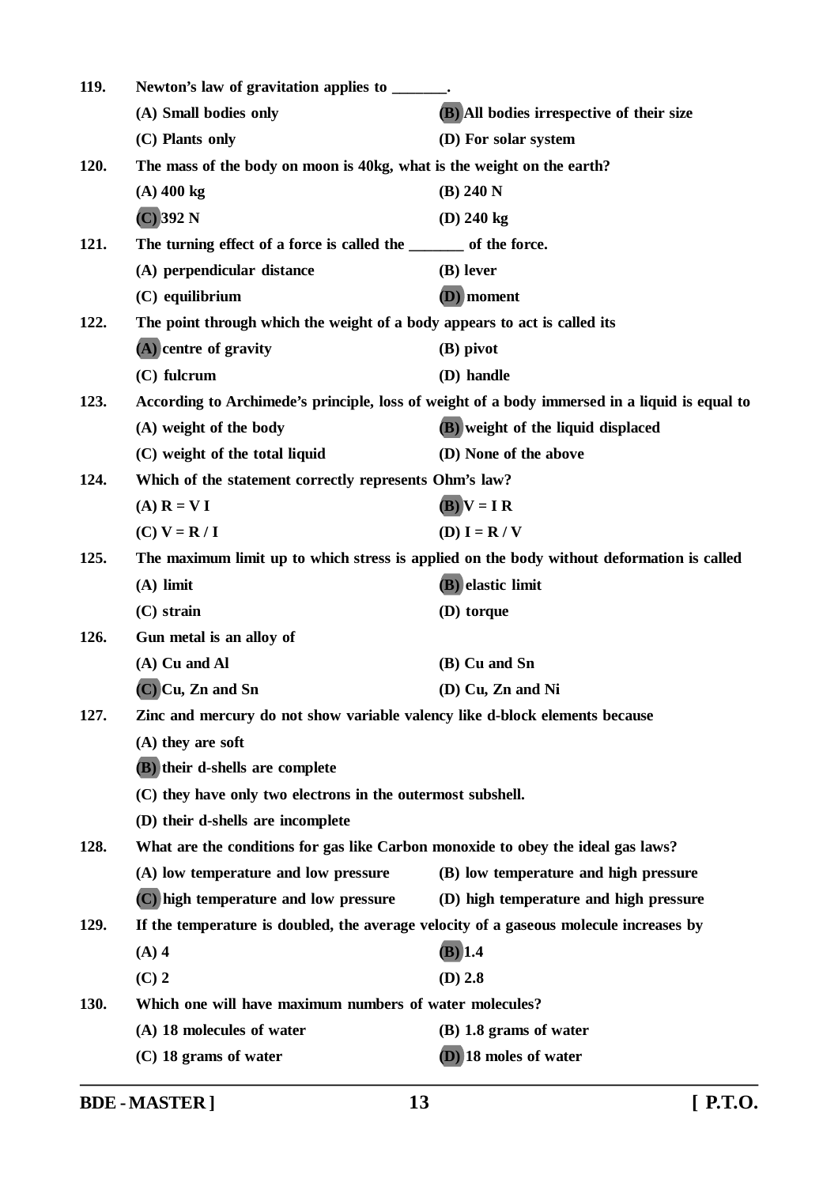119. **Newton's law of gravitation applies to _______.**

(A) Small bodies only
**(B) All bodies irrespective of their size**
(C) Plants only
(D) For solar system

120. **The mass of the body on moon is 40kg, what is the weight on the earth?**

(A) 400 kg
(B) 240 N
**(C) 392 N**
(D) 240 kg

121. **The turning effect of a force is called the _______ of the force.**

(A) perpendicular distance
(B) lever
(C) equilibrium
**(D) moment**

122. **The point through which the weight of a body appears to act is called its**

**(A) centre of gravity**
(B) pivot
(C) fulcrum
(D) handle

123. **According to Archimede's principle, loss of weight of a body immersed in a liquid is equal to**

(A) weight of the body
**(B) weight of the liquid displaced**
(C) weight of the total liquid
(D) None of the above

124. **Which of the statement correctly represents Ohm's law?**

(A) $R = V I$
**(B) $V = I R$**
(C) $V = R / I$
(D) $I = R / V$

125. **The maximum limit up to which stress is applied on the body without deformation is called**

(A) limit
**(B) elastic limit**
(C) strain
(D) torque

126. **Gun metal is an alloy of**

(A) Cu and Al
(B) Cu and Sn
**(C) Cu, Zn and Sn**
(D) Cu, Zn and Ni

127. **Zinc and mercury do not show variable valency like d-block elements because**

(A) they are soft
**(B) their d-shells are complete**
(C) they have only two electrons in the outermost subshell.
(D) their d-shells are incomplete

128. **What are the conditions for gas like Carbon monoxide to obey the ideal gas laws?**

(A) low temperature and low pressure
(B) low temperature and high pressure
**(C) high temperature and low pressure**
(D) high temperature and high pressure

129. **If the temperature is doubled, the average velocity of a gaseous molecule increases by**

(A) 4
**(B) 1.4**
(C) 2
(D) 2.8

130. **Which one will have maximum numbers of water molecules?**

(A) 18 molecules of water
(B) 1.8 grams of water
(C) 18 grams of water
**(D) 18 moles of water**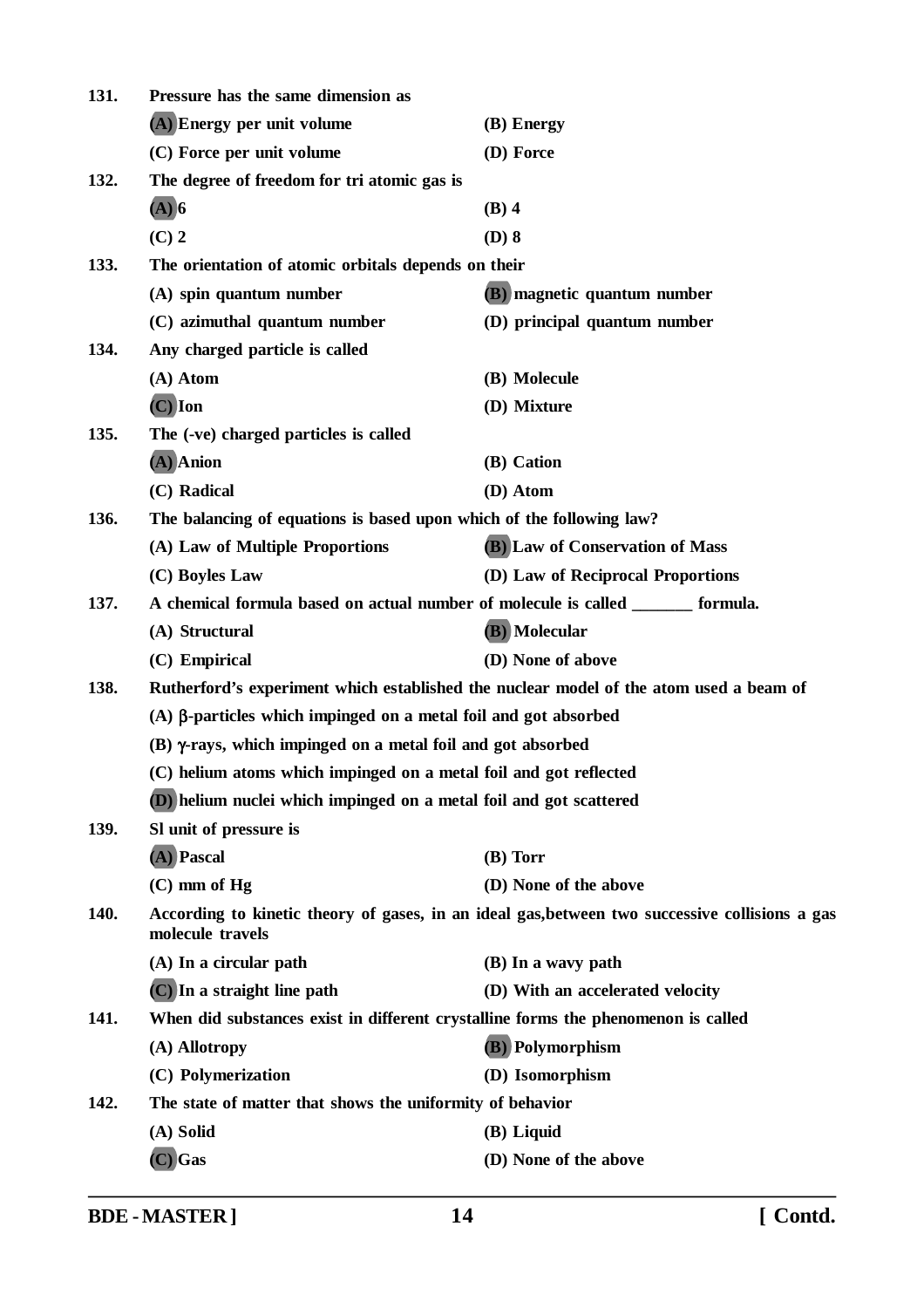**131.** **Pressure has the same dimension as**

**(A) Energy per unit volume** &nbsp;&nbsp;&nbsp; **(B) Energy**

**(C) Force per unit volume** &nbsp;&nbsp;&nbsp; **(D) Force**

**132.** **The degree of freedom for tri atomic gas is**

**(A) 6** &nbsp;&nbsp;&nbsp; **(B) 4**

**(C) 2** &nbsp;&nbsp;&nbsp; **(D) 8**

**133.** **The orientation of atomic orbitals depends on their**

**(A) spin quantum number** &nbsp;&nbsp;&nbsp; **(B) magnetic quantum number**

**(C) azimuthal quantum number** &nbsp;&nbsp;&nbsp; **(D) principal quantum number**

**134.** **Any charged particle is called**

**(A) Atom** &nbsp;&nbsp;&nbsp; **(B) Molecule**

**(C) Ion** &nbsp;&nbsp;&nbsp; **(D) Mixture**

**135.** **The (-ve) charged particles is called**

**(A) Anion** &nbsp;&nbsp;&nbsp; **(B) Cation**

**(C) Radical** &nbsp;&nbsp;&nbsp; **(D) Atom**

**136.** **The balancing of equations is based upon which of the following law?**

**(A) Law of Multiple Proportions** &nbsp;&nbsp;&nbsp; **(B) Law of Conservation of Mass**

**(C) Boyles Law** &nbsp;&nbsp;&nbsp; **(D) Law of Reciprocal Proportions**

**137.** **A chemical formula based on actual number of molecule is called _______ formula.**

**(A) Structural** &nbsp;&nbsp;&nbsp; **(B) Molecular**

**(C) Empirical** &nbsp;&nbsp;&nbsp; **(D) None of above**

**138.** **Rutherford's experiment which established the nuclear model of the atom used a beam of**

**(A) $\beta$-particles which impinged on a metal foil and got absorbed**

**(B) $\gamma$-rays, which impinged on a metal foil and got absorbed**

**(C) helium atoms which impinged on a metal foil and got reflected**

**(D) helium nuclei which impinged on a metal foil and got scattered**

**139.** **Sl unit of pressure is**

**(A) Pascal** &nbsp;&nbsp;&nbsp; **(B) Torr**

**(C) mm of Hg** &nbsp;&nbsp;&nbsp; **(D) None of the above**

**140.** **According to kinetic theory of gases, in an ideal gas,between two successive collisions a gas molecule travels**

**(A) In a circular path** &nbsp;&nbsp;&nbsp; **(B) In a wavy path**

**(C) In a straight line path** &nbsp;&nbsp;&nbsp; **(D) With an accelerated velocity**

**141.** **When did substances exist in different crystalline forms the phenomenon is called**

**(A) Allotropy** &nbsp;&nbsp;&nbsp; **(B) Polymorphism**

**(C) Polymerization** &nbsp;&nbsp;&nbsp; **(D) Isomorphism**

**142.** **The state of matter that shows the uniformity of behavior**

**(A) Solid** &nbsp;&nbsp;&nbsp; **(B) Liquid**

**(C) Gas** &nbsp;&nbsp;&nbsp; **(D) None of the above**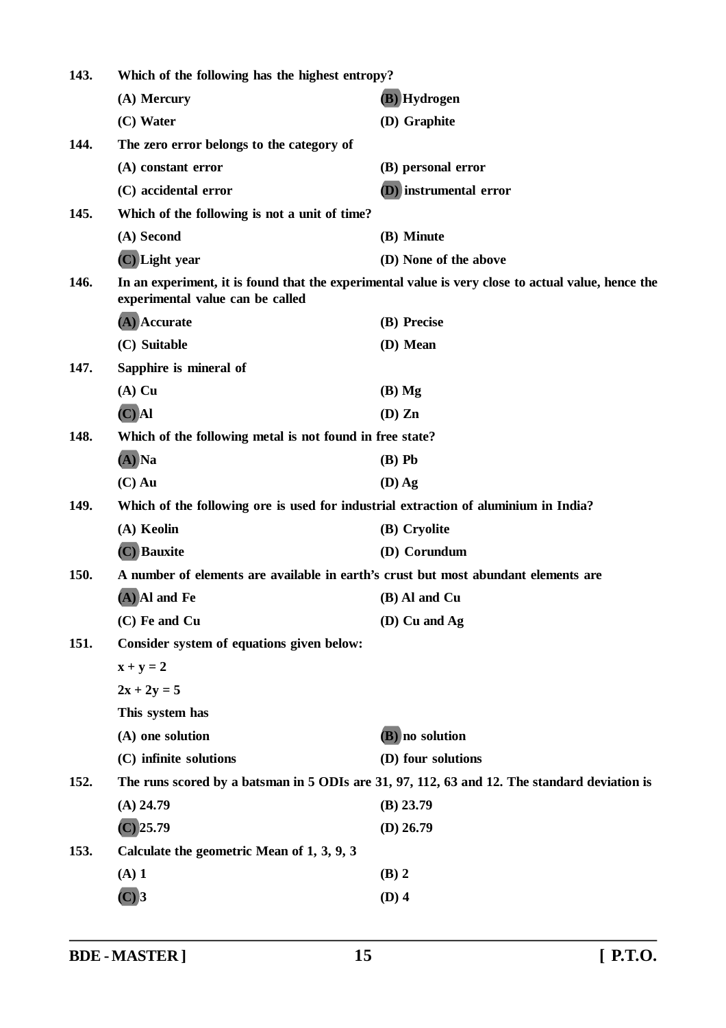**143.** **Which of the following has the highest entropy?**

(A) Mercury
(B) Hydrogen
(C) Water
(D) Graphite

**144.** **The zero error belongs to the category of**

(A) constant error
(B) personal error
(C) accidental error
(D) instrumental error

**145.** **Which of the following is not a unit of time?**

(A) Second
(B) Minute
(C) Light year
(D) None of the above

**146.** **In an experiment, it is found that the experimental value is very close to actual value, hence the experimental value can be called**

(A) Accurate
(B) Precise
(C) Suitable
(D) Mean

**147.** **Sapphire is mineral of**

(A) Cu
(B) Mg
(C) Al
(D) Zn

**148.** **Which of the following metal is not found in free state?**

(A) Na
(B) Pb
(C) Au
(D) Ag

**149.** **Which of the following ore is used for industrial extraction of aluminium in India?**

(A) Keolin
(B) Cryolite
(C) Bauxite
(D) Corundum

**150.** **A number of elements are available in earth's crust but most abundant elements are**

(A) Al and Fe
(B) Al and Cu
(C) Fe and Cu
(D) Cu and Ag

**151.** **Consider system of equations given below:**

$x + y = 2$

$2x + 2y = 5$

**This system has**

(A) one solution
(B) no solution
(C) infinite solutions
(D) four solutions

**152.** **The runs scored by a batsman in 5 ODIs are 31, 97, 112, 63 and 12. The standard deviation is**

(A) 24.79
(B) 23.79
(C) 25.79
(D) 26.79

**153.** **Calculate the geometric Mean of 1, 3, 9, 3**

(A) 1
(B) 2
(C) 3
(D) 4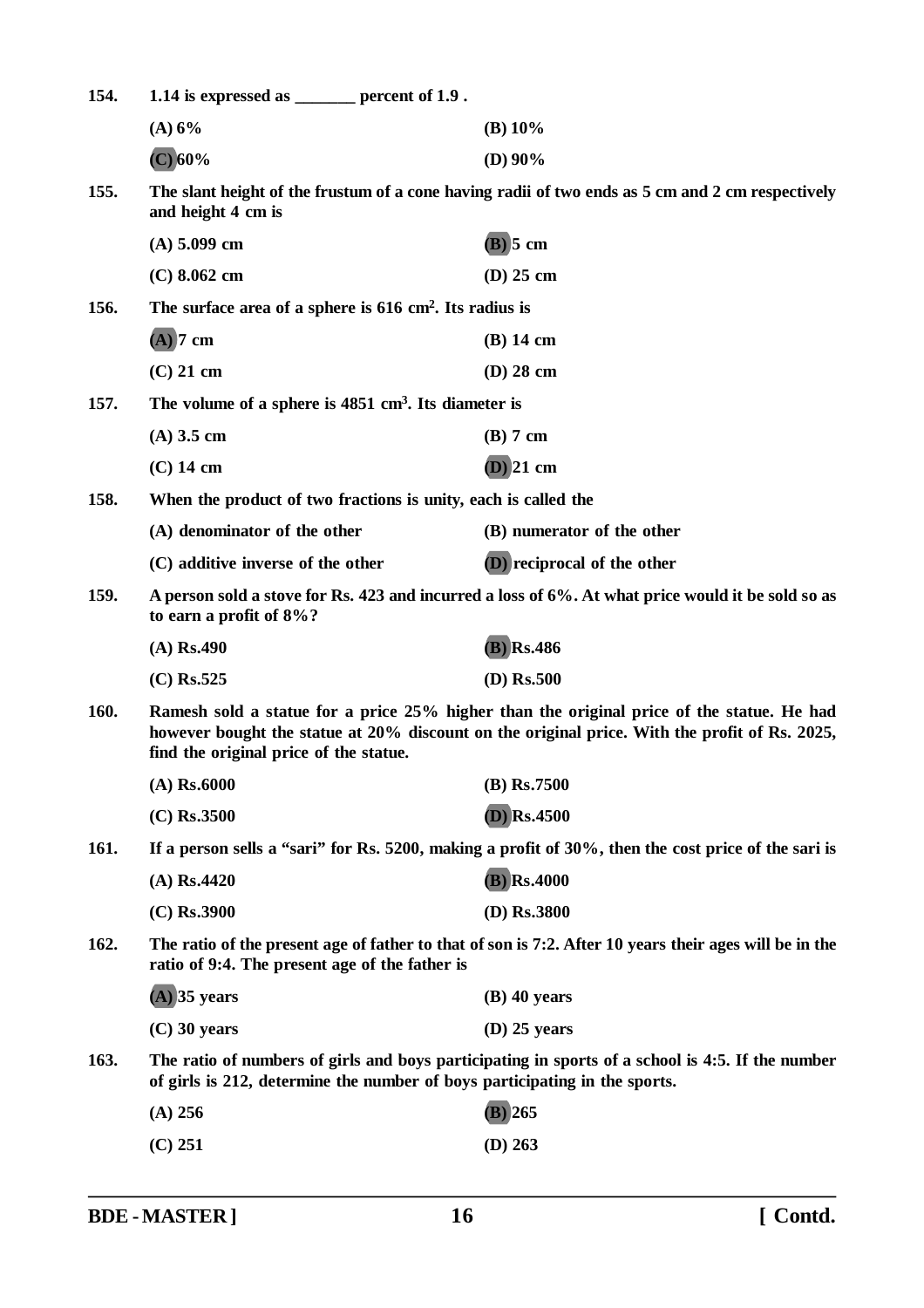**154.** **1.14 is expressed as _______ percent of 1.9 .**

(A) 6% (B) 10%

(C) 60% (D) 90%

**155.** **The slant height of the frustum of a cone having radii of two ends as 5 cm and 2 cm respectively and height 4 cm is**

(A) 5.099 cm (B) 5 cm

(C) 8.062 cm (D) 25 cm

**156.** **The surface area of a sphere is 616 $cm^2$. Its radius is**

(A) 7 cm (B) 14 cm

(C) 21 cm (D) 28 cm

**157.** **The volume of a sphere is 4851 $cm^3$. Its diameter is**

(A) 3.5 cm (B) 7 cm

(C) 14 cm (D) 21 cm

**158.** **When the product of two fractions is unity, each is called the**

(A) denominator of the other (B) numerator of the other

(C) additive inverse of the other (D) reciprocal of the other

**159.** **A person sold a stove for Rs. 423 and incurred a loss of 6%. At what price would it be sold so as to earn a profit of 8%?**

(A) Rs.490 (B) Rs.486

(C) Rs.525 (D) Rs.500

**160.** **Ramesh sold a statue for a price 25% higher than the original price of the statue. He had however bought the statue at 20% discount on the original price. With the profit of Rs. 2025, find the original price of the statue.**

(A) Rs.6000 (B) Rs.7500

(C) Rs.3500 (D) Rs.4500

**161.** **If a person sells a "sari" for Rs. 5200, making a profit of 30%, then the cost price of the sari is**

(A) Rs.4420 (B) Rs.4000

(C) Rs.3900 (D) Rs.3800

**162.** **The ratio of the present age of father to that of son is 7:2. After 10 years their ages will be in the ratio of 9:4. The present age of the father is**

(A) 35 years (B) 40 years

(C) 30 years (D) 25 years

**163.** **The ratio of numbers of girls and boys participating in sports of a school is 4:5. If the number of girls is 212, determine the number of boys participating in the sports.**

(A) 256 (B) 265

(C) 251 (D) 263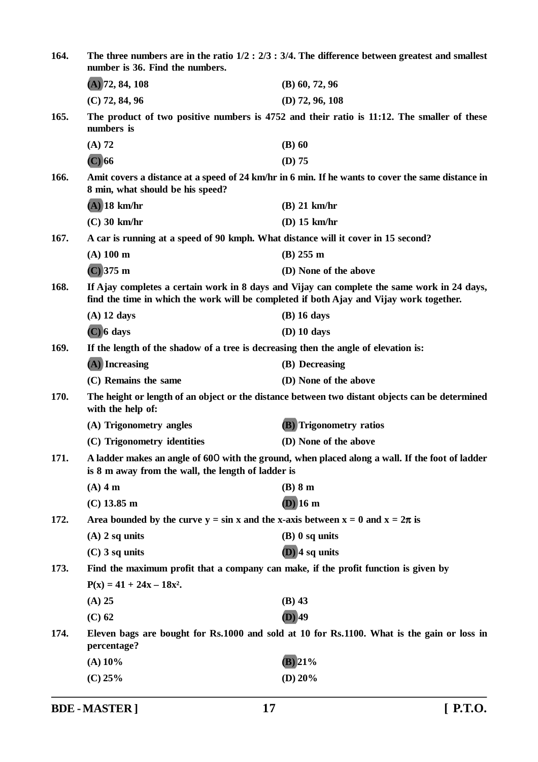**164.** **The three numbers are in the ratio 1/2 : 2/3 : 3/4. The difference between greatest and smallest number is 36. Find the numbers.**

**(A) 72, 84, 108** **(B) 60, 72, 96**

**(C) 72, 84, 96** **(D) 72, 96, 108**

**165.** **The product of two positive numbers is 4752 and their ratio is 11:12. The smaller of these numbers is**

**(A) 72** **(B) 60**

**(C) 66** **(D) 75**

**166.** **Amit covers a distance at a speed of 24 km/hr in 6 min. If he wants to cover the same distance in 8 min, what should be his speed?**

**(A) 18 km/hr** **(B) 21 km/hr**

**(C) 30 km/hr** **(D) 15 km/hr**

**167.** **A car is running at a speed of 90 kmph. What distance will it cover in 15 second?**

**(A) 100 m** **(B) 255 m**

**(C) 375 m** **(D) None of the above**

**168.** **If Ajay completes a certain work in 8 days and Vijay can complete the same work in 24 days, find the time in which the work will be completed if both Ajay and Vijay work together.**

**(A) 12 days** **(B) 16 days**

**(C) 6 days** **(D) 10 days**

**169.** **If the length of the shadow of a tree is decreasing then the angle of elevation is:**

**(A) Increasing** **(B) Decreasing**

**(C) Remains the same** **(D) None of the above**

**170.** **The height or length of an object or the distance between two distant objects can be determined with the help of:**

**(A) Trigonometry angles** **(B) Trigonometry ratios**

**(C) Trigonometry identities** **(D) None of the above**

**171.** **A ladder makes an angle of 60O with the ground, when placed along a wall. If the foot of ladder is 8 m away from the wall, the length of ladder is**

**(A) 4 m** **(B) 8 m**

**(C) 13.85 m** **(D) 16 m**

**172.** **Area bounded by the curve $y = \sin x$ and the x-axis between $x = 0$ and $x = 2\pi$ is**

**(A) 2 sq units** **(B) 0 sq units**

**(C) 3 sq units** **(D) 4 sq units**

**173.** **Find the maximum profit that a company can make, if the profit function is given by**

**$P(x) = 41 + 24x - 18x^2$.**

**(A) 25** **(B) 43**

**(C) 62** **(D) 49**

**174.** **Eleven bags are bought for Rs.1000 and sold at 10 for Rs.1100. What is the gain or loss in percentage?**

**(A) 10%** **(B) 21%**

**(C) 25%** **(D) 20%**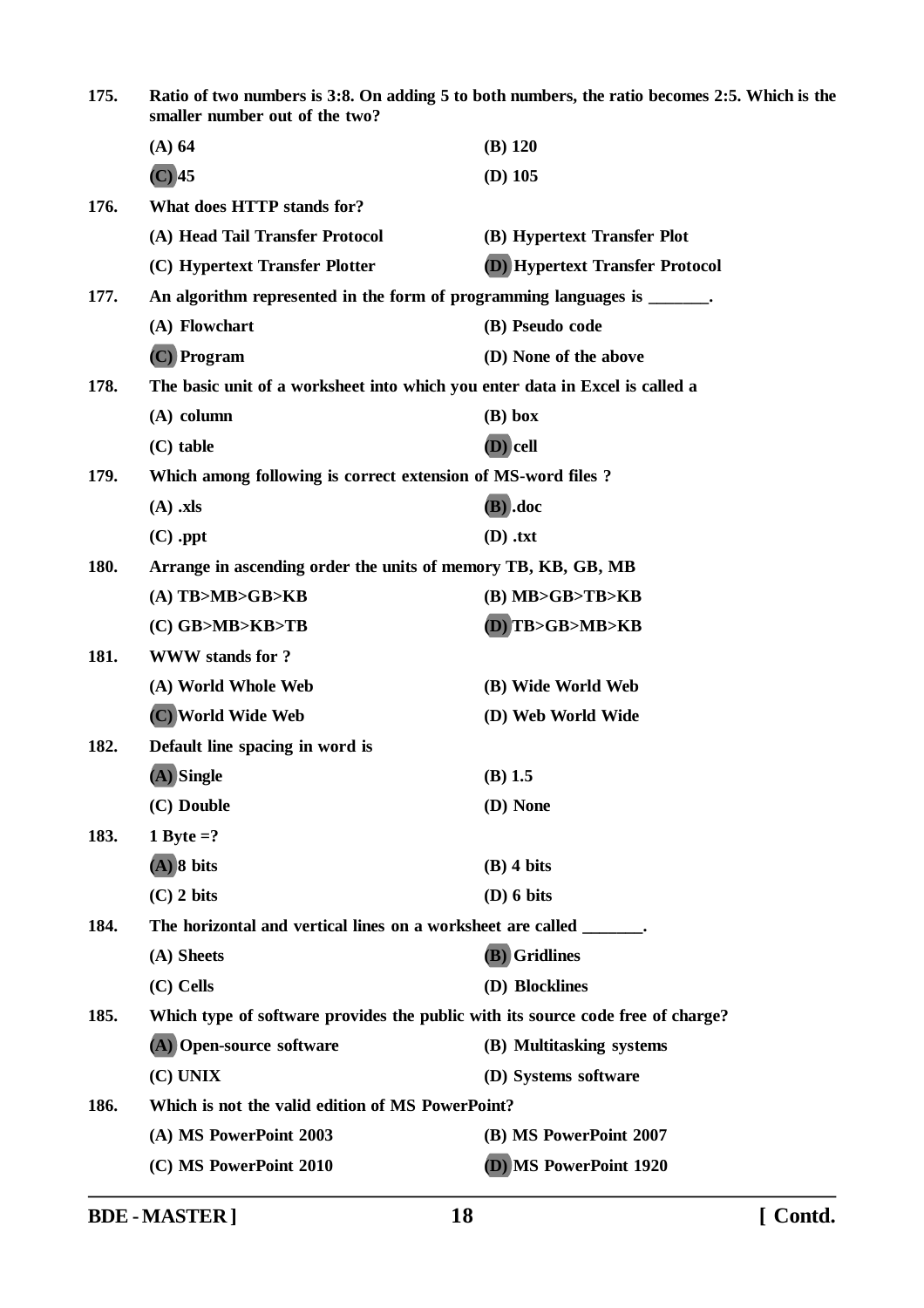**175. Ratio of two numbers is 3:8. On adding 5 to both numbers, the ratio becomes 2:5. Which is the smaller number out of the two?**

(A) 64 (B) 120

(C) 45 (D) 105

**176. What does HTTP stands for?**

(A) Head Tail Transfer Protocol (B) Hypertext Transfer Plot

(C) Hypertext Transfer Plotter (D) Hypertext Transfer Protocol

**177. An algorithm represented in the form of programming languages is _______.**

(A) Flowchart (B) Pseudo code

(C) Program (D) None of the above

**178. The basic unit of a worksheet into which you enter data in Excel is called a**

(A) column (B) box

(C) table (D) cell

**179. Which among following is correct extension of MS-word files ?**

(A) .xls (B) .doc

(C) .ppt (D) .txt

**180. Arrange in ascending order the units of memory TB, KB, GB, MB**

(A) TB>MB>GB>KB (B) MB>GB>TB>KB

(C) GB>MB>KB>TB (D) TB>GB>MB>KB

**181. WWW stands for ?**

(A) World Whole Web (B) Wide World Web

(C) World Wide Web (D) Web World Wide

**182. Default line spacing in word is**

(A) Single (B) 1.5

(C) Double (D) None

**183. 1 Byte =?**

(A) 8 bits (B) 4 bits

(C) 2 bits (D) 6 bits

**184. The horizontal and vertical lines on a worksheet are called _______.**

(A) Sheets (B) Gridlines

(C) Cells (D) Blocklines

**185. Which type of software provides the public with its source code free of charge?**

(A) Open-source software (B) Multitasking systems

(C) UNIX (D) Systems software

**186. Which is not the valid edition of MS PowerPoint?**

(A) MS PowerPoint 2003 (B) MS PowerPoint 2007

(C) MS PowerPoint 2010 (D) MS PowerPoint 1920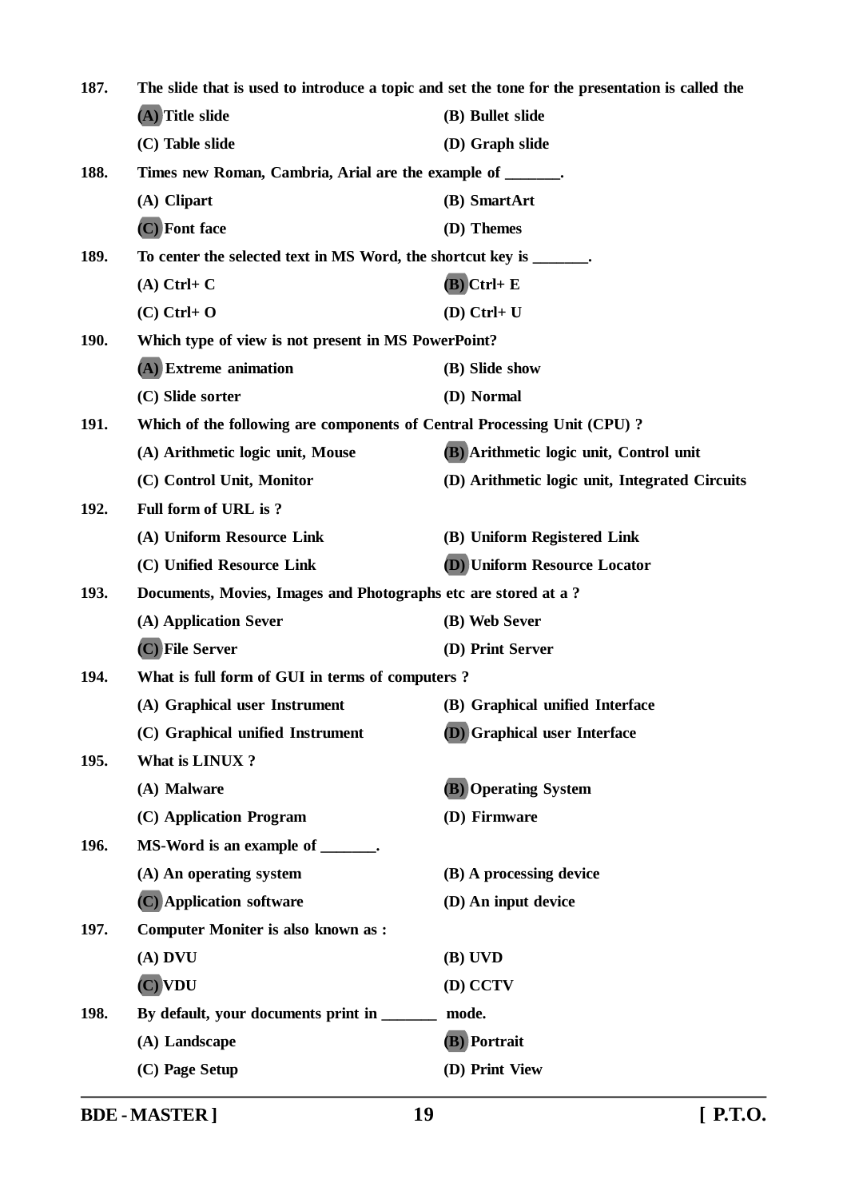**187.** The slide that is used to introduce a topic and set the tone for the presentation is called the

(A) Title slide (B) Bullet slide

(C) Table slide (D) Graph slide

**188.** Times new Roman, Cambria, Arial are the example of _______.

(A) Clipart (B) SmartArt

(C) Font face (D) Themes

**189.** To center the selected text in MS Word, the shortcut key is _______.

(A) Ctrl+ C (B) Ctrl+ E

(C) Ctrl+ O (D) Ctrl+ U

**190.** Which type of view is not present in MS PowerPoint?

(A) Extreme animation (B) Slide show

(C) Slide sorter (D) Normal

**191.** Which of the following are components of Central Processing Unit (CPU) ?

(A) Arithmetic logic unit, Mouse (B) Arithmetic logic unit, Control unit

(C) Control Unit, Monitor (D) Arithmetic logic unit, Integrated Circuits

**192.** Full form of URL is ?

(A) Uniform Resource Link (B) Uniform Registered Link

(C) Unified Resource Link (D) Uniform Resource Locator

**193.** Documents, Movies, Images and Photographs etc are stored at a ?

(A) Application Sever (B) Web Sever

(C) File Server (D) Print Server

**194.** What is full form of GUI in terms of computers ?

(A) Graphical user Instrument (B) Graphical unified Interface

(C) Graphical unified Instrument (D) Graphical user Interface

**195.** What is LINUX ?

(A) Malware (B) Operating System

(C) Application Program (D) Firmware

**196.** MS-Word is an example of _______.

(A) An operating system (B) A processing device

(C) Application software (D) An input device

**197.** Computer Moniter is also known as :

(A) DVU (B) UVD

(C) VDU (D) CCTV

**198.** By default, your documents print in _______ mode.

(A) Landscape (B) Portrait

(C) Page Setup (D) Print View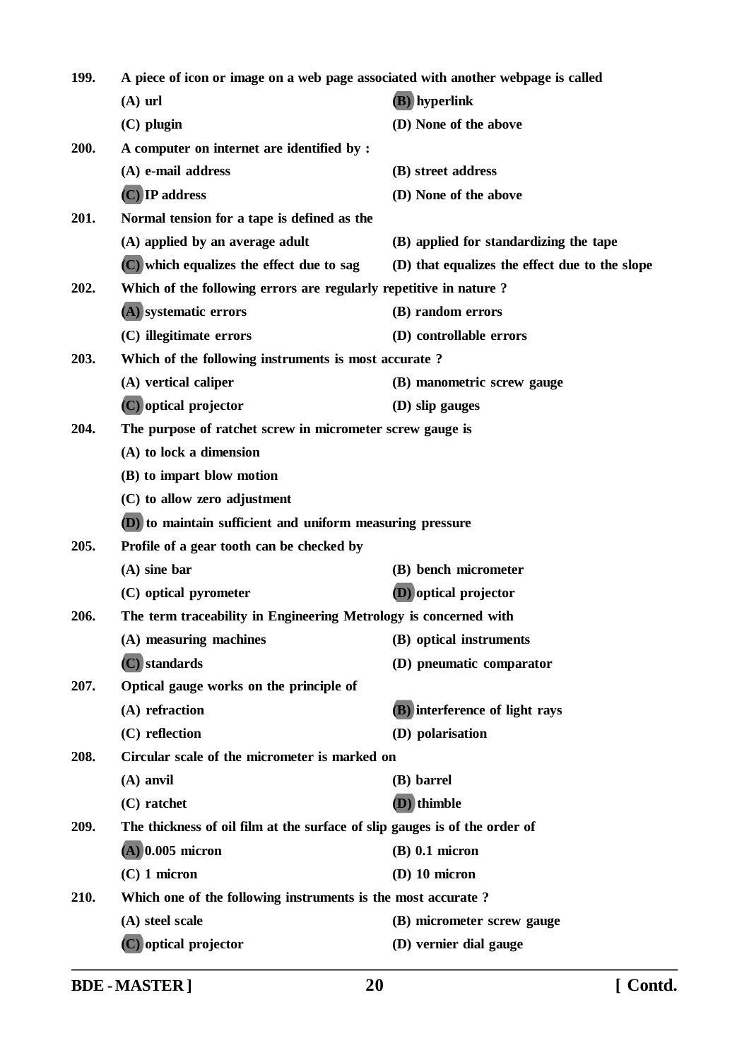**199.** A piece of icon or image on a web page associated with another webpage is called

(A) url
(B) hyperlink
(C) plugin
(D) None of the above

**200.** A computer on internet are identified by :

(A) e-mail address
(B) street address
(C) IP address
(D) None of the above

**201.** Normal tension for a tape is defined as the

(A) applied by an average adult
(B) applied for standardizing the tape
(C) which equalizes the effect due to sag
(D) that equalizes the effect due to the slope

**202.** Which of the following errors are regularly repetitive in nature ?

(A) systematic errors
(B) random errors
(C) illegitimate errors
(D) controllable errors

**203.** Which of the following instruments is most accurate ?

(A) vertical caliper
(B) manometric screw gauge
(C) optical projector
(D) slip gauges

**204.** The purpose of ratchet screw in micrometer screw gauge is

(A) to lock a dimension
(B) to impart blow motion
(C) to allow zero adjustment
(D) to maintain sufficient and uniform measuring pressure

**205.** Profile of a gear tooth can be checked by

(A) sine bar
(B) bench micrometer
(C) optical pyrometer
(D) optical projector

**206.** The term traceability in Engineering Metrology is concerned with

(A) measuring machines
(B) optical instruments
(C) standards
(D) pneumatic comparator

**207.** Optical gauge works on the principle of

(A) refraction
(B) interference of light rays
(C) reflection
(D) polarisation

**208.** Circular scale of the micrometer is marked on

(A) anvil
(B) barrel
(C) ratchet
(D) thimble

**209.** The thickness of oil film at the surface of slip gauges is of the order of

(A) 0.005 micron
(B) 0.1 micron
(C) 1 micron
(D) 10 micron

**210.** Which one of the following instruments is the most accurate ?

(A) steel scale
(B) micrometer screw gauge
(C) optical projector
(D) vernier dial gauge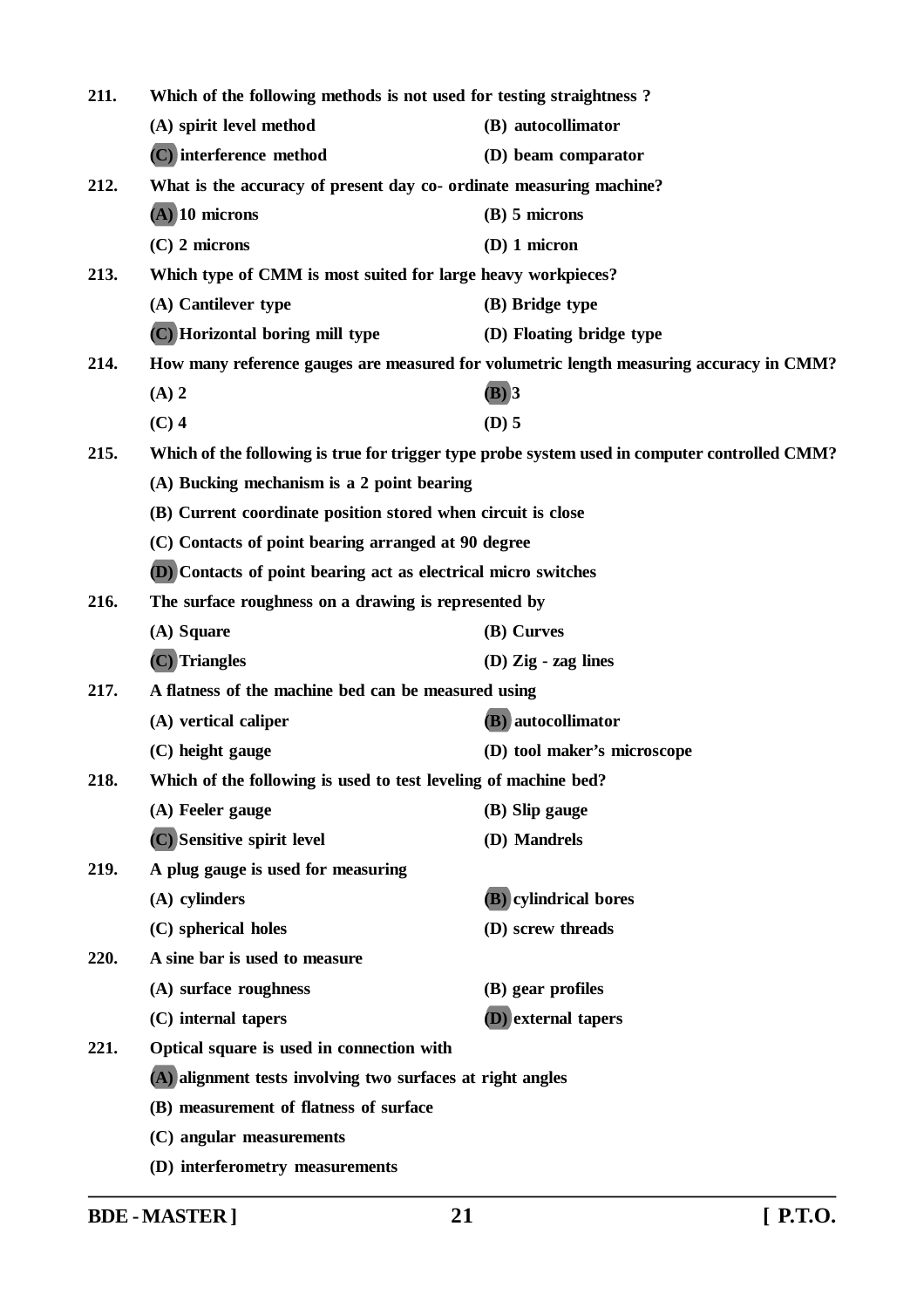211. Which of the following methods is not used for testing straightness ?

(A) spirit level method
(B) autocollimator
(C) interference method
(D) beam comparator

212. What is the accuracy of present day co- ordinate measuring machine?

(A) 10 microns
(B) 5 microns
(C) 2 microns
(D) 1 micron

213. Which type of CMM is most suited for large heavy workpieces?

(A) Cantilever type
(B) Bridge type
(C) Horizontal boring mill type
(D) Floating bridge type

214. How many reference gauges are measured for volumetric length measuring accuracy in CMM?

(A) 2
(B) 3
(C) 4
(D) 5

215. Which of the following is true for trigger type probe system used in computer controlled CMM?

(A) Bucking mechanism is a 2 point bearing
(B) Current coordinate position stored when circuit is close
(C) Contacts of point bearing arranged at 90 degree
(D) Contacts of point bearing act as electrical micro switches

216. The surface roughness on a drawing is represented by

(A) Square
(B) Curves
(C) Triangles
(D) Zig - zag lines

217. A flatness of the machine bed can be measured using

(A) vertical caliper
(B) autocollimator
(C) height gauge
(D) tool maker's microscope

218. Which of the following is used to test leveling of machine bed?

(A) Feeler gauge
(B) Slip gauge
(C) Sensitive spirit level
(D) Mandrels

219. A plug gauge is used for measuring

(A) cylinders
(B) cylindrical bores
(C) spherical holes
(D) screw threads

220. A sine bar is used to measure

(A) surface roughness
(B) gear profiles
(C) internal tapers
(D) external tapers

221. Optical square is used in connection with

(A) alignment tests involving two surfaces at right angles
(B) measurement of flatness of surface
(C) angular measurements
(D) interferometry measurements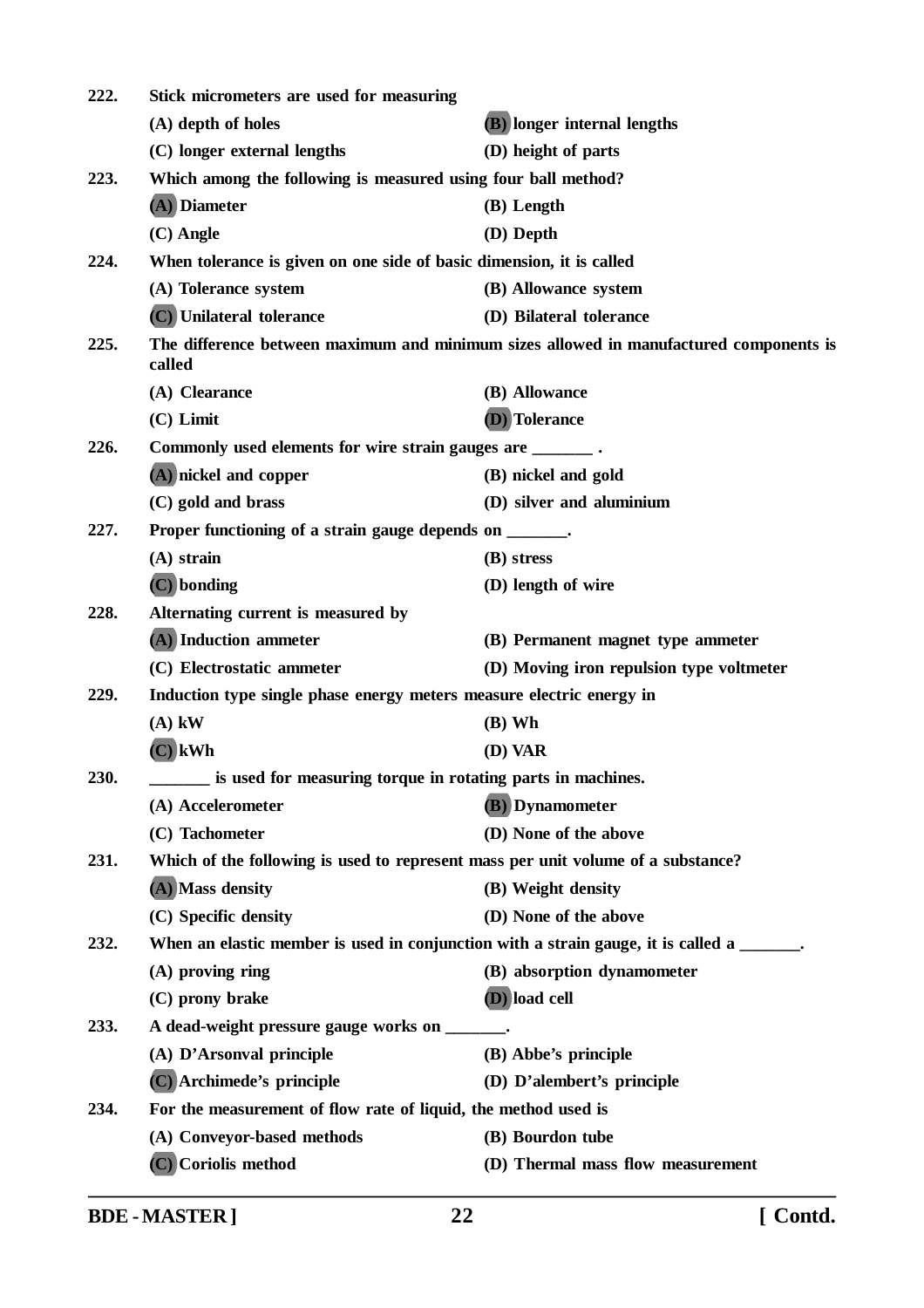**222. Stick micrometers are used for measuring**

(A) depth of holes
(B) longer internal lengths
(C) longer external lengths
(D) height of parts

**223. Which among the following is measured using four ball method?**

(A) Diameter
(B) Length
(C) Angle
(D) Depth

**224. When tolerance is given on one side of basic dimension, it is called**

(A) Tolerance system
(B) Allowance system
(C) Unilateral tolerance
(D) Bilateral tolerance

**225. The difference between maximum and minimum sizes allowed in manufactured components is called**

(A) Clearance
(B) Allowance
(C) Limit
(D) Tolerance

**226. Commonly used elements for wire strain gauges are _______ .**

(A) nickel and copper
(B) nickel and gold
(C) gold and brass
(D) silver and aluminium

**227. Proper functioning of a strain gauge depends on _______.**

(A) strain
(B) stress
(C) bonding
(D) length of wire

**228. Alternating current is measured by**

(A) Induction ammeter
(B) Permanent magnet type ammeter
(C) Electrostatic ammeter
(D) Moving iron repulsion type voltmeter

**229. Induction type single phase energy meters measure electric energy in**

(A) kW
(B) Wh
(C) kWh
(D) VAR

**230. _______ is used for measuring torque in rotating parts in machines.**

(A) Accelerometer
(B) Dynamometer
(C) Tachometer
(D) None of the above

**231. Which of the following is used to represent mass per unit volume of a substance?**

(A) Mass density
(B) Weight density
(C) Specific density
(D) None of the above

**232. When an elastic member is used in conjunction with a strain gauge, it is called a _______.**

(A) proving ring
(B) absorption dynamometer
(C) prony brake
(D) load cell

**233. A dead-weight pressure gauge works on _______.**

(A) D'Arsonval principle
(B) Abbe's principle
(C) Archimede's principle
(D) D'alembert's principle

**234. For the measurement of flow rate of liquid, the method used is**

(A) Conveyor-based methods
(B) Bourdon tube
(C) Coriolis method
(D) Thermal mass flow measurement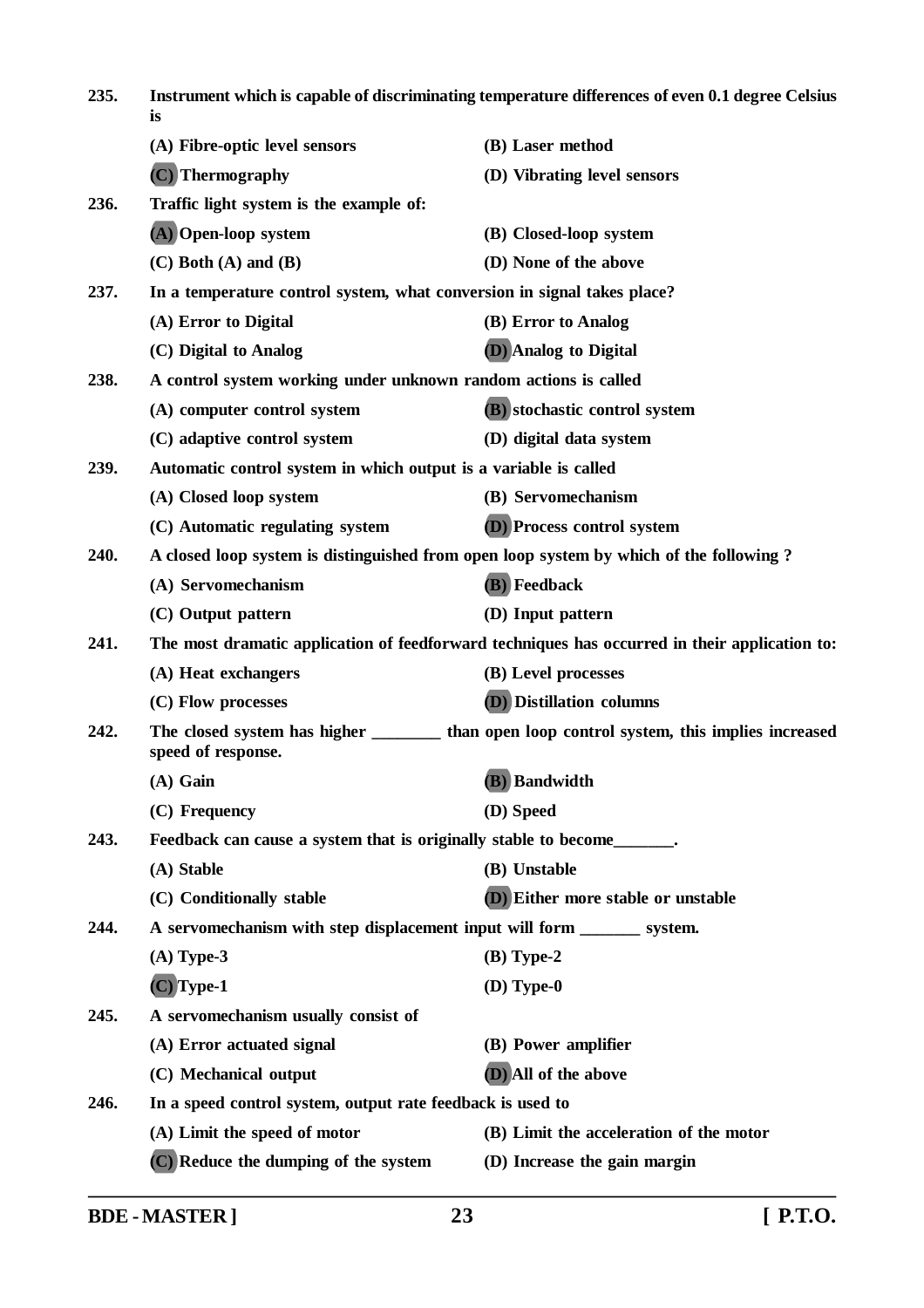**235.** **Instrument which is capable of discriminating temperature differences of even 0.1 degree Celsius is**

**(A) Fibre-optic level sensors** **(B) Laser method**

**(C) Thermography** **(D) Vibrating level sensors**

**236.** **Traffic light system is the example of:**

**(A) Open-loop system** **(B) Closed-loop system**

**(C) Both (A) and (B)** **(D) None of the above**

**237.** **In a temperature control system, what conversion in signal takes place?**

**(A) Error to Digital** **(B) Error to Analog**

**(C) Digital to Analog** **(D) Analog to Digital**

**238.** **A control system working under unknown random actions is called**

**(A) computer control system** **(B) stochastic control system**

**(C) adaptive control system** **(D) digital data system**

**239.** **Automatic control system in which output is a variable is called**

**(A) Closed loop system** **(B) Servomechanism**

**(C) Automatic regulating system** **(D) Process control system**

**240.** **A closed loop system is distinguished from open loop system by which of the following ?**

**(A) Servomechanism** **(B) Feedback**

**(C) Output pattern** **(D) Input pattern**

**241.** **The most dramatic application of feedforward techniques has occurred in their application to:**

**(A) Heat exchangers** **(B) Level processes**

**(C) Flow processes** **(D) Distillation columns**

**242.** **The closed system has higher ________ than open loop control system, this implies increased speed of response.**

**(A) Gain** **(B) Bandwidth**

**(C) Frequency** **(D) Speed**

**243.** **Feedback can cause a system that is originally stable to become_______.**

**(A) Stable** **(B) Unstable**

**(C) Conditionally stable** **(D) Either more stable or unstable**

**244.** **A servomechanism with step displacement input will form _______ system.**

**(A) Type-3** **(B) Type-2**

**(C) Type-1** **(D) Type-0**

**245.** **A servomechanism usually consist of**

**(A) Error actuated signal** **(B) Power amplifier**

**(C) Mechanical output** **(D) All of the above**

**246.** **In a speed control system, output rate feedback is used to**

**(A) Limit the speed of motor** **(B) Limit the acceleration of the motor**

**(C) Reduce the dumping of the system** **(D) Increase the gain margin**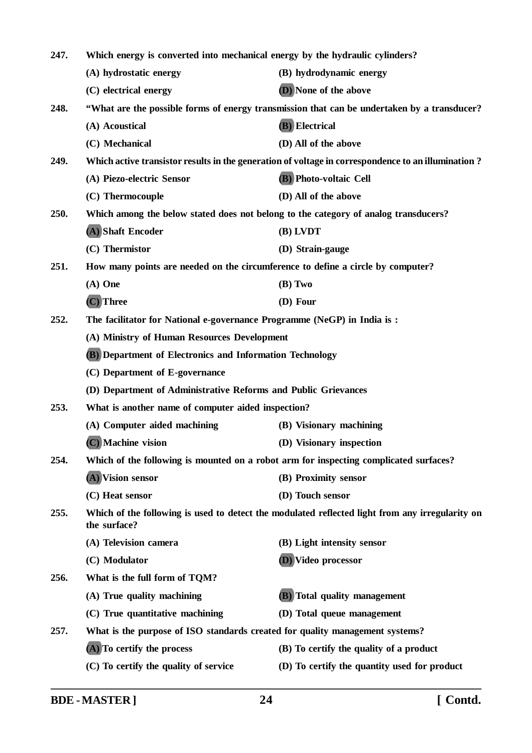**247.** **Which energy is converted into mechanical energy by the hydraulic cylinders?**

**(A) hydrostatic energy** **(B) hydrodynamic energy**

**(C) electrical energy** **(D) None of the above**

**248.** **"What are the possible forms of energy transmission that can be undertaken by a transducer?**

**(A) Acoustical** **(B) Electrical**

**(C) Mechanical** **(D) All of the above**

**249.** **Which active transistor results in the generation of voltage in correspondence to an illumination ?**

**(A) Piezo-electric Sensor** **(B) Photo-voltaic Cell**

**(C) Thermocouple** **(D) All of the above**

**250.** **Which among the below stated does not belong to the category of analog transducers?**

**(A) Shaft Encoder** **(B) LVDT**

**(C) Thermistor** **(D) Strain-gauge**

**251.** **How many points are needed on the circumference to define a circle by computer?**

**(A) One** **(B) Two**

**(C) Three** **(D) Four**

**252.** **The facilitator for National e-governance Programme (NeGP) in India is :**

**(A) Ministry of Human Resources Development**

**(B) Department of Electronics and Information Technology**

**(C) Department of E-governance**

**(D) Department of Administrative Reforms and Public Grievances**

**253.** **What is another name of computer aided inspection?**

**(A) Computer aided machining** **(B) Visionary machining**

**(C) Machine vision** **(D) Visionary inspection**

**254.** **Which of the following is mounted on a robot arm for inspecting complicated surfaces?**

**(A) Vision sensor** **(B) Proximity sensor**

**(C) Heat sensor** **(D) Touch sensor**

**255.** **Which of the following is used to detect the modulated reflected light from any irregularity on the surface?**

**(A) Television camera** **(B) Light intensity sensor**

**(C) Modulator** **(D) Video processor**

**256.** **What is the full form of TQM?**

**(A) True quality machining** **(B) Total quality management**

**(C) True quantitative machining** **(D) Total queue management**

**257.** **What is the purpose of ISO standards created for quality management systems?**

**(A) To certify the process** **(B) To certify the quality of a product**

**(C) To certify the quality of service** **(D) To certify the quantity used for product**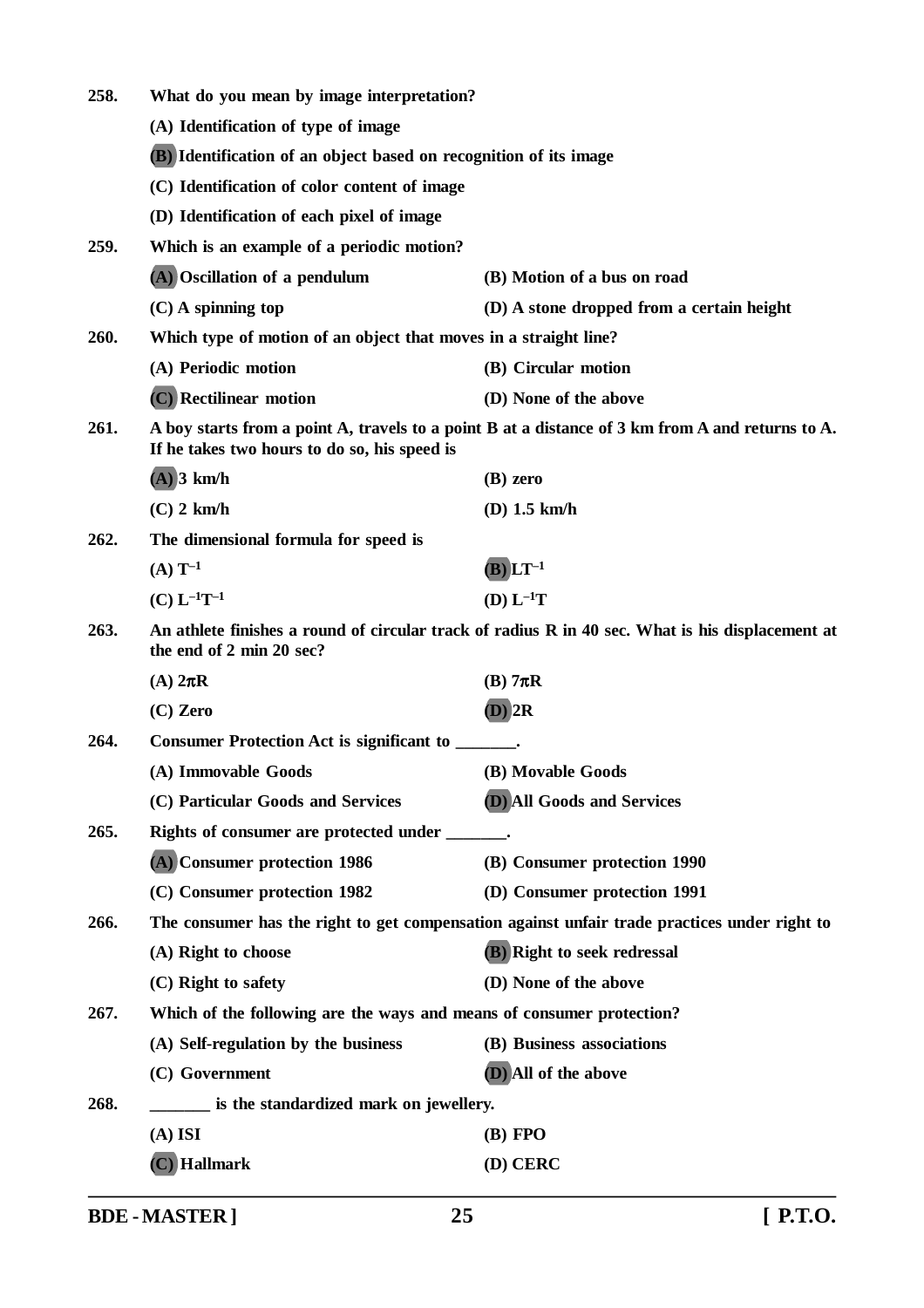**258. What do you mean by image interpretation?**

(A) Identification of type of image

**(B) Identification of an object based on recognition of its image**

(C) Identification of color content of image

(D) Identification of each pixel of image

**259. Which is an example of a periodic motion?**

**(A) Oscillation of a pendulum**

(B) Motion of a bus on road

(C) A spinning top

(D) A stone dropped from a certain height

**260. Which type of motion of an object that moves in a straight line?**

(A) Periodic motion

(B) Circular motion

**(C) Rectilinear motion**

(D) None of the above

**261. A boy starts from a point A, travels to a point B at a distance of 3 km from A and returns to A. If he takes two hours to do so, his speed is**

**(A) 3 km/h**

(B) zero

(C) 2 km/h

(D) 1.5 km/h

**262. The dimensional formula for speed is**

(A) $T^{-1}$

**(B) $LT^{-1}$**

(C) $L^{-1}T^{-1}$

(D) $L^{-1}T$

**263. An athlete finishes a round of circular track of radius R in 40 sec. What is his displacement at the end of 2 min 20 sec?**

(A) $2\pi R$

(B) $7\pi R$

(C) Zero

**(D) 2R**

**264. Consumer Protection Act is significant to _______.**

(A) Immovable Goods

(B) Movable Goods

(C) Particular Goods and Services

**(D) All Goods and Services**

**265. Rights of consumer are protected under _______.**

**(A) Consumer protection 1986**

(B) Consumer protection 1990

(C) Consumer protection 1982

(D) Consumer protection 1991

**266. The consumer has the right to get compensation against unfair trade practices under right to**

(A) Right to choose

**(B) Right to seek redressal**

(C) Right to safety

(D) None of the above

**267. Which of the following are the ways and means of consumer protection?**

(A) Self-regulation by the business

(B) Business associations

(C) Government

**(D) All of the above**

**268. _______ is the standardized mark on jewellery.**

(A) ISI

(B) FPO

**(C) Hallmark**

(D) CERC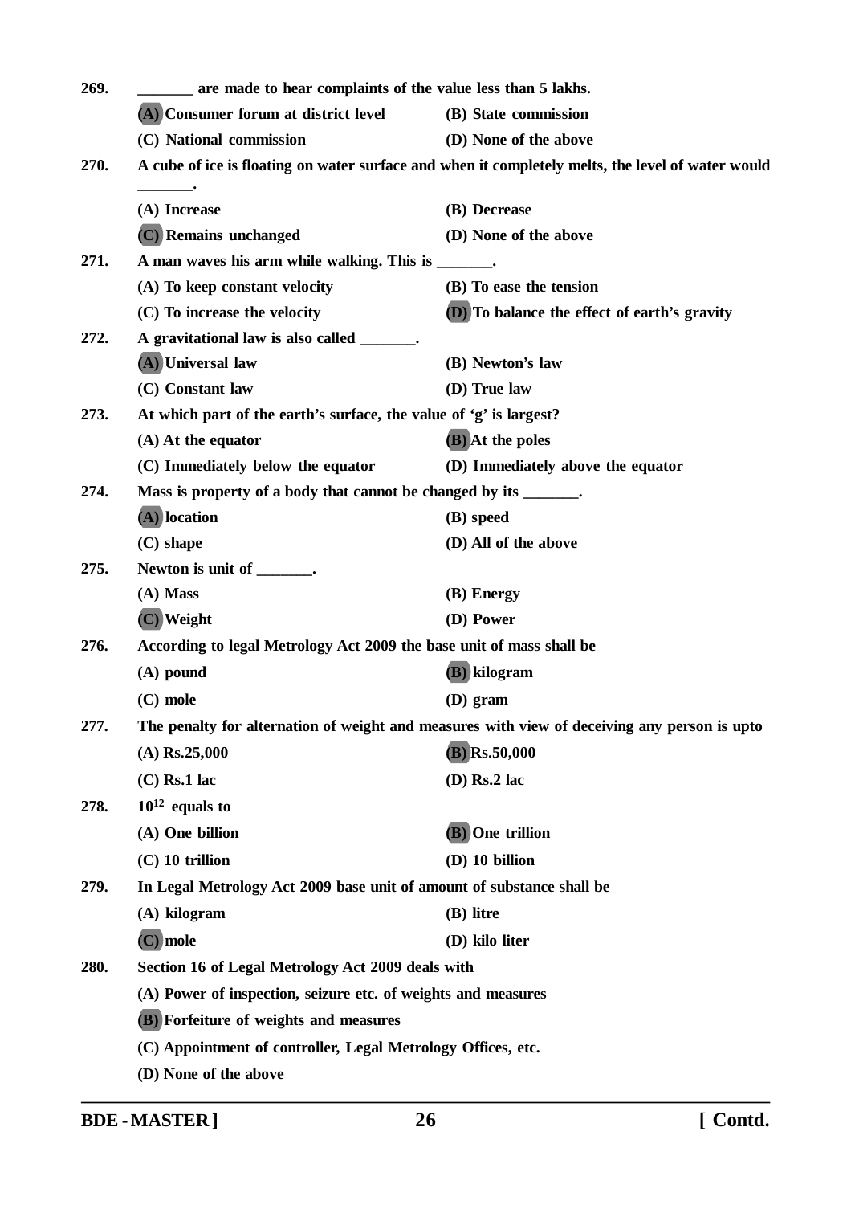269. _______ are made to hear complaints of the value less than 5 lakhs.

(A) Consumer forum at district level
(B) State commission
(C) National commission
(D) None of the above

270. A cube of ice is floating on water surface and when it completely melts, the level of water would _______.

(A) Increase
(B) Decrease
(C) Remains unchanged
(D) None of the above

271. A man waves his arm while walking. This is _______.

(A) To keep constant velocity
(B) To ease the tension
(C) To increase the velocity
(D) To balance the effect of earth's gravity

272. A gravitational law is also called _______.

(A) Universal law
(B) Newton's law
(C) Constant law
(D) True law

273. At which part of the earth's surface, the value of 'g' is largest?

(A) At the equator
(B) At the poles
(C) Immediately below the equator
(D) Immediately above the equator

274. Mass is property of a body that cannot be changed by its _______.

(A) location
(B) speed
(C) shape
(D) All of the above

275. Newton is unit of _______.

(A) Mass
(B) Energy
(C) Weight
(D) Power

276. According to legal Metrology Act 2009 the base unit of mass shall be

(A) pound
(B) kilogram
(C) mole
(D) gram

277. The penalty for alternation of weight and measures with view of deceiving any person is upto

(A) Rs.25,000
(B) Rs.50,000
(C) Rs.1 lac
(D) Rs.2 lac

278. $10^{12}$ equals to

(A) One billion
(B) One trillion
(C) 10 trillion
(D) 10 billion

279. In Legal Metrology Act 2009 base unit of amount of substance shall be

(A) kilogram
(B) litre
(C) mole
(D) kilo liter

280. Section 16 of Legal Metrology Act 2009 deals with

(A) Power of inspection, seizure etc. of weights and measures
(B) Forfeiture of weights and measures
(C) Appointment of controller, Legal Metrology Offices, etc.
(D) None of the above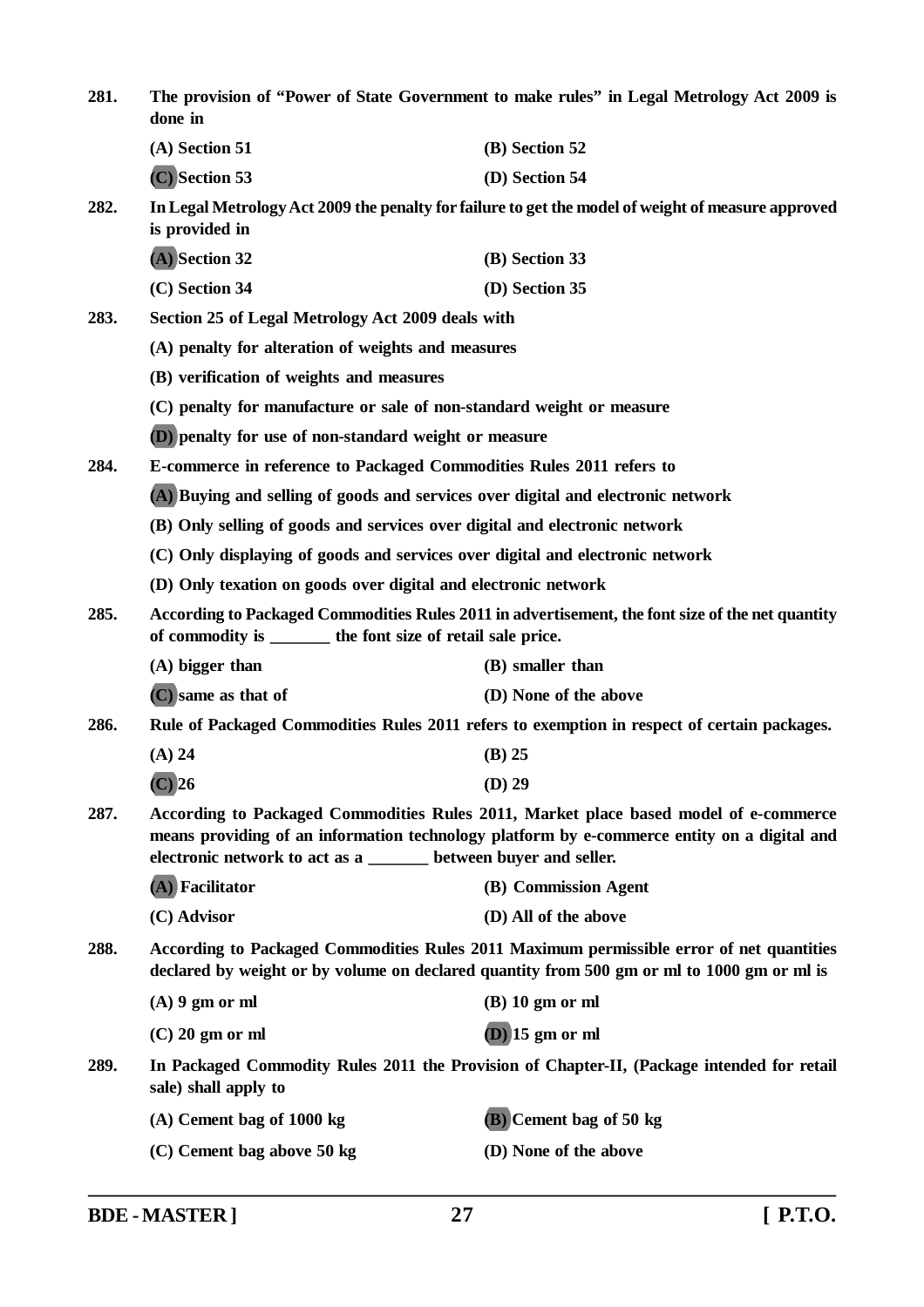**281.** **The provision of "Power of State Government to make rules" in Legal Metrology Act 2009 is done in**

**(A) Section 51** **(B) Section 52**

**(C) Section 53** **(D) Section 54**

**282.** **In Legal Metrology Act 2009 the penalty for failure to get the model of weight of measure approved is provided in**

**(A) Section 32** **(B) Section 33**

**(C) Section 34** **(D) Section 35**

**283.** **Section 25 of Legal Metrology Act 2009 deals with**

**(A) penalty for alteration of weights and measures**

**(B) verification of weights and measures**

**(C) penalty for manufacture or sale of non-standard weight or measure**

**(D) penalty for use of non-standard weight or measure**

**284.** **E-commerce in reference to Packaged Commodities Rules 2011 refers to**

**(A) Buying and selling of goods and services over digital and electronic network**

**(B) Only selling of goods and services over digital and electronic network**

**(C) Only displaying of goods and services over digital and electronic network**

**(D) Only texation on goods over digital and electronic network**

**285.** **According to Packaged Commodities Rules 2011 in advertisement, the font size of the net quantity of commodity is _______ the font size of retail sale price.**

**(A) bigger than** **(B) smaller than**

**(C) same as that of** **(D) None of the above**

**286.** **Rule of Packaged Commodities Rules 2011 refers to exemption in respect of certain packages.**

**(A) 24** **(B) 25**

**(C) 26** **(D) 29**

**287.** **According to Packaged Commodities Rules 2011, Market place based model of e-commerce means providing of an information technology platform by e-commerce entity on a digital and electronic network to act as a _______ between buyer and seller.**

**(A) Facilitator** **(B) Commission Agent**

**(C) Advisor** **(D) All of the above**

**288.** **According to Packaged Commodities Rules 2011 Maximum permissible error of net quantities declared by weight or by volume on declared quantity from 500 gm or ml to 1000 gm or ml is**

**(A) 9 gm or ml** **(B) 10 gm or ml**

**(C) 20 gm or ml** **(D) 15 gm or ml**

**289.** **In Packaged Commodity Rules 2011 the Provision of Chapter-II, (Package intended for retail sale) shall apply to**

**(A) Cement bag of 1000 kg** **(B) Cement bag of 50 kg**

**(C) Cement bag above 50 kg** **(D) None of the above**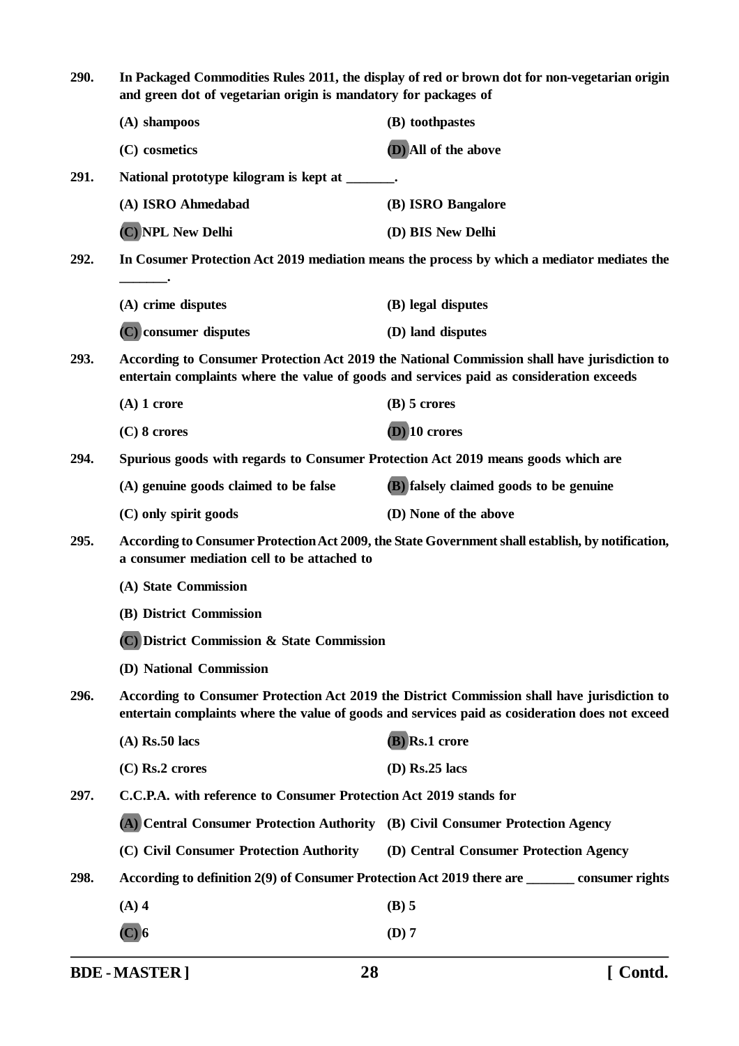**290.** **In Packaged Commodities Rules 2011, the display of red or brown dot for non-vegetarian origin and green dot of vegetarian origin is mandatory for packages of**

(A) shampoos
(B) toothpastes
(C) cosmetics
**(D) All of the above**

**291.** **National prototype kilogram is kept at _______.**

(A) ISRO Ahmedabad
(B) ISRO Bangalore
**(C) NPL New Delhi**
(D) BIS New Delhi

**292.** **In Cosumer Protection Act 2019 mediation means the process by which a mediator mediates the _______.**

(A) crime disputes
(B) legal disputes
**(C) consumer disputes**
(D) land disputes

**293.** **According to Consumer Protection Act 2019 the National Commission shall have jurisdiction to entertain complaints where the value of goods and services paid as consideration exceeds**

(A) 1 crore
(B) 5 crores
(C) 8 crores
**(D) 10 crores**

**294.** **Spurious goods with regards to Consumer Protection Act 2019 means goods which are**

(A) genuine goods claimed to be false
**(B) falsely claimed goods to be genuine**
(C) only spirit goods
(D) None of the above

**295.** **According to Consumer Protection Act 2009, the State Government shall establish, by notification, a consumer mediation cell to be attached to**

(A) State Commission
(B) District Commission
**(C) District Commission & State Commission**
(D) National Commission

**296.** **According to Consumer Protection Act 2019 the District Commission shall have jurisdiction to entertain complaints where the value of goods and services paid as cosideration does not exceed**

(A) Rs.50 lacs
**(B) Rs.1 crore**
(C) Rs.2 crores
(D) Rs.25 lacs

**297.** **C.C.P.A. with reference to Consumer Protection Act 2019 stands for**

**(A) Central Consumer Protection Authority**
(B) Civil Consumer Protection Agency
(C) Civil Consumer Protection Authority
(D) Central Consumer Protection Agency

**298.** **According to definition 2(9) of Consumer Protection Act 2019 there are _______ consumer rights**

(A) 4
(B) 5
**(C) 6**
(D) 7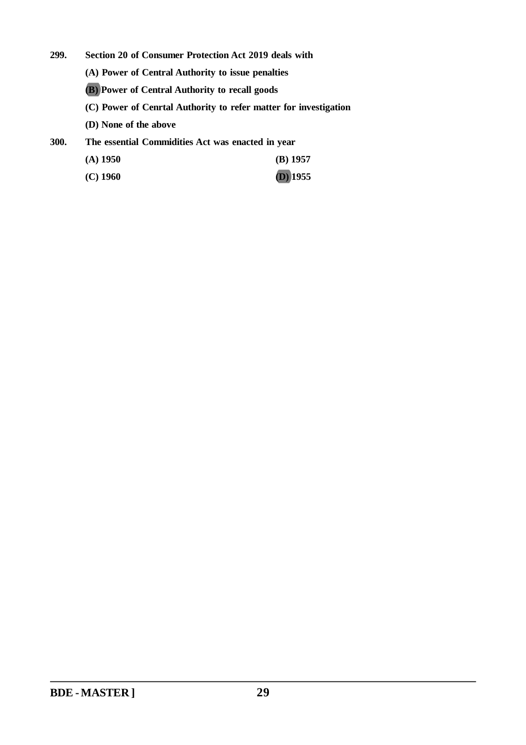**299. Section 20 of Consumer Protection Act 2019 deals with**

**(A) Power of Central Authority to issue penalties**

**(B) Power of Central Authority to recall goods**

**(C) Power of Cenrtal Authority to refer matter for investigation**

**(D) None of the above**

**300. The essential Commidities Act was enacted in year**

**(A) 1950** **(B) 1957**

**(C) 1960** **(D) 1955**